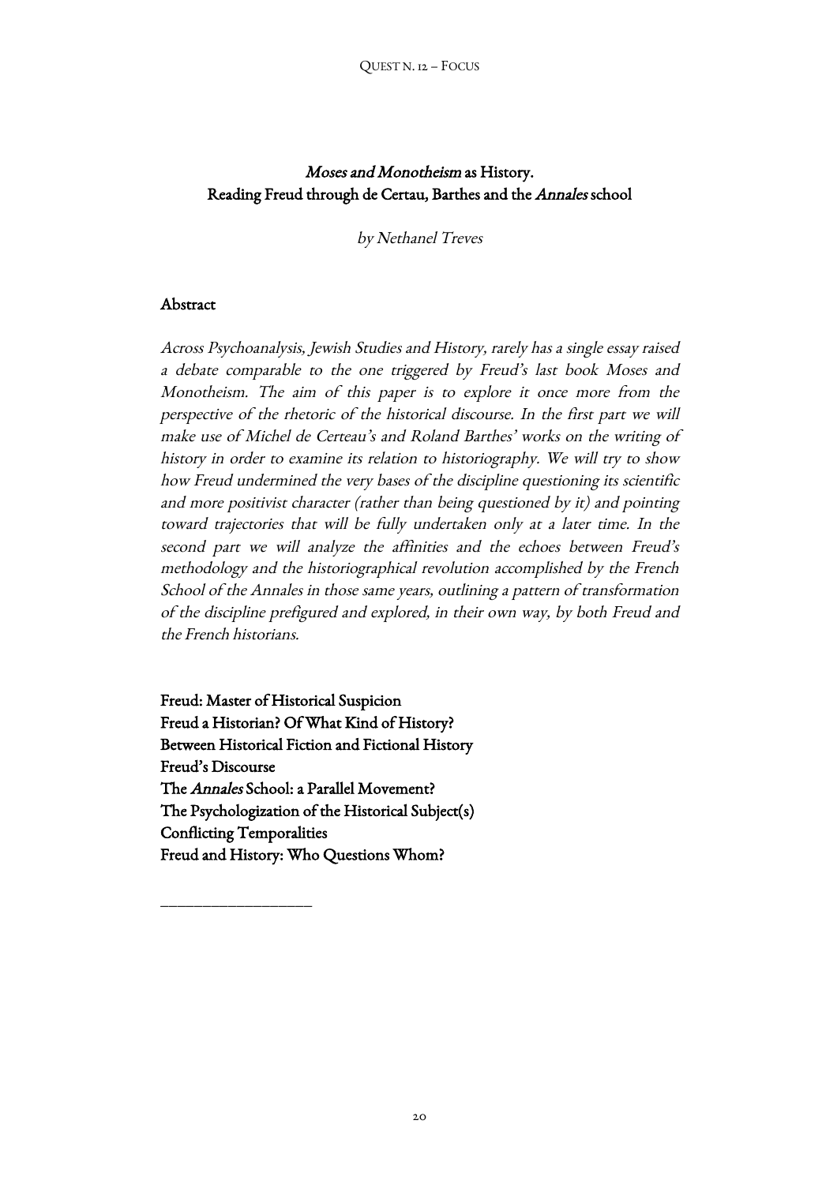# *Moses and Monotheism* as History. Reading Freud through de Certau, Barthes and the *Annales* school

*by Nethanel Treves*

## Abstract

*Across Psychoanalysis, Jewish Studies and History, rarely has a single essay raised a debate comparable to the one triggered by Freud's last book Moses and Monotheism. The aim of this paper is to explore it once more from the perspective of the rhetoric of the historical discourse. In the first part we will make use of Michel de Certeau's and Roland Barthes' works on the writing of history in order to examine its relation to historiography. We will try to show how Freud undermined the very bases of the discipline questioning its scientific and more positivist character (rather than being questioned by it) and pointing toward trajectories that will be fully undertaken only at a later time. In the second part we will analyze the affinities and the echoes between Freud's methodology and the historiographical revolution accomplished by the French School of the Annales in those same years, outlining a pattern of transformation of the discipline prefigured and explored, in their own way, by both Freud and the French historians.*

**Freud: Master of Historical Suspicion**
**Freud a Historian? Of What Kind of History?**
**Between Historical Fiction and Fictional History**
**Freud's Discourse**
**The *Annales* School: a Parallel Movement?**
**The Psychologization of the Historical Subject(s)**
**Conflicting Temporalities**
**Freud and History: Who Questions Whom?**

___________________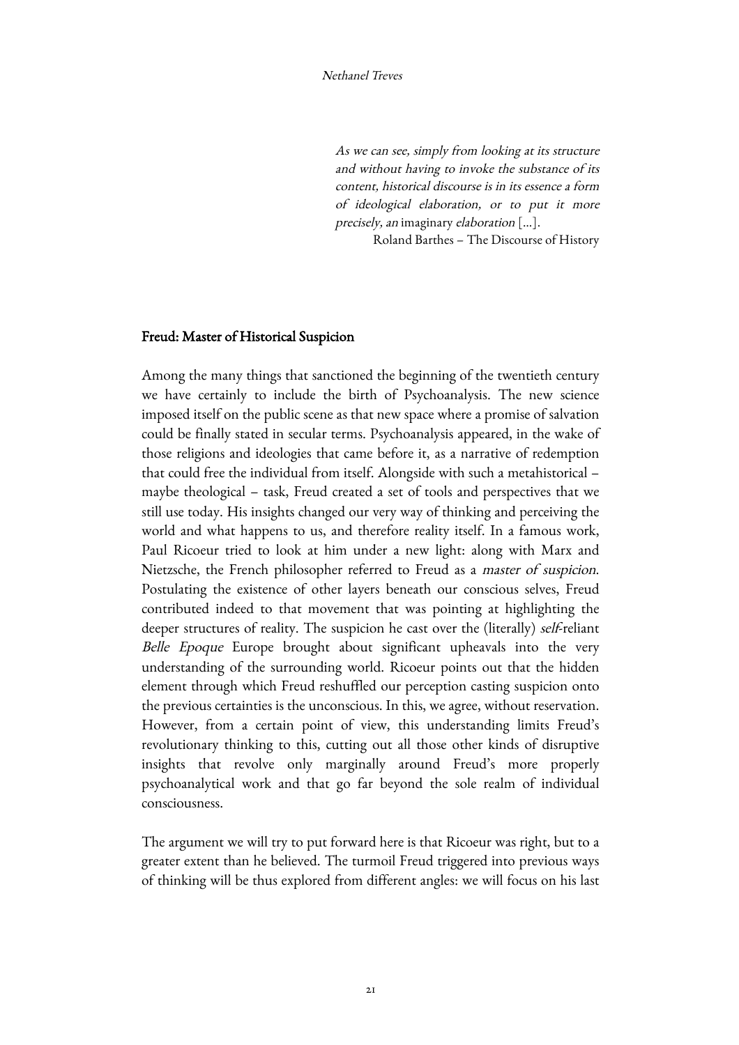> *As we can see, simply from looking at its structure and without having to invoke the substance of its content, historical discourse is in its essence a form of ideological elaboration, or to put it more precisely, an* imaginary *elaboration* […].
>
> Roland Barthes – The Discourse of History

## Freud: Master of Historical Suspicion

Among the many things that sanctioned the beginning of the twentieth century we have certainly to include the birth of Psychoanalysis. The new science imposed itself on the public scene as that new space where a promise of salvation could be finally stated in secular terms. Psychoanalysis appeared, in the wake of those religions and ideologies that came before it, as a narrative of redemption that could free the individual from itself. Alongside with such a metahistorical – maybe theological – task, Freud created a set of tools and perspectives that we still use today. His insights changed our very way of thinking and perceiving the world and what happens to us, and therefore reality itself. In a famous work, Paul Ricoeur tried to look at him under a new light: along with Marx and Nietzsche, the French philosopher referred to Freud as a *master of suspicion*. Postulating the existence of other layers beneath our conscious selves, Freud contributed indeed to that movement that was pointing at highlighting the deeper structures of reality. The suspicion he cast over the (literally) *self*-reliant *Belle Epoque* Europe brought about significant upheavals into the very understanding of the surrounding world. Ricoeur points out that the hidden element through which Freud reshuffled our perception casting suspicion onto the previous certainties is the unconscious. In this, we agree, without reservation. However, from a certain point of view, this understanding limits Freud's revolutionary thinking to this, cutting out all those other kinds of disruptive insights that revolve only marginally around Freud's more properly psychoanalytical work and that go far beyond the sole realm of individual consciousness.

The argument we will try to put forward here is that Ricoeur was right, but to a greater extent than he believed. The turmoil Freud triggered into previous ways of thinking will be thus explored from different angles: we will focus on his last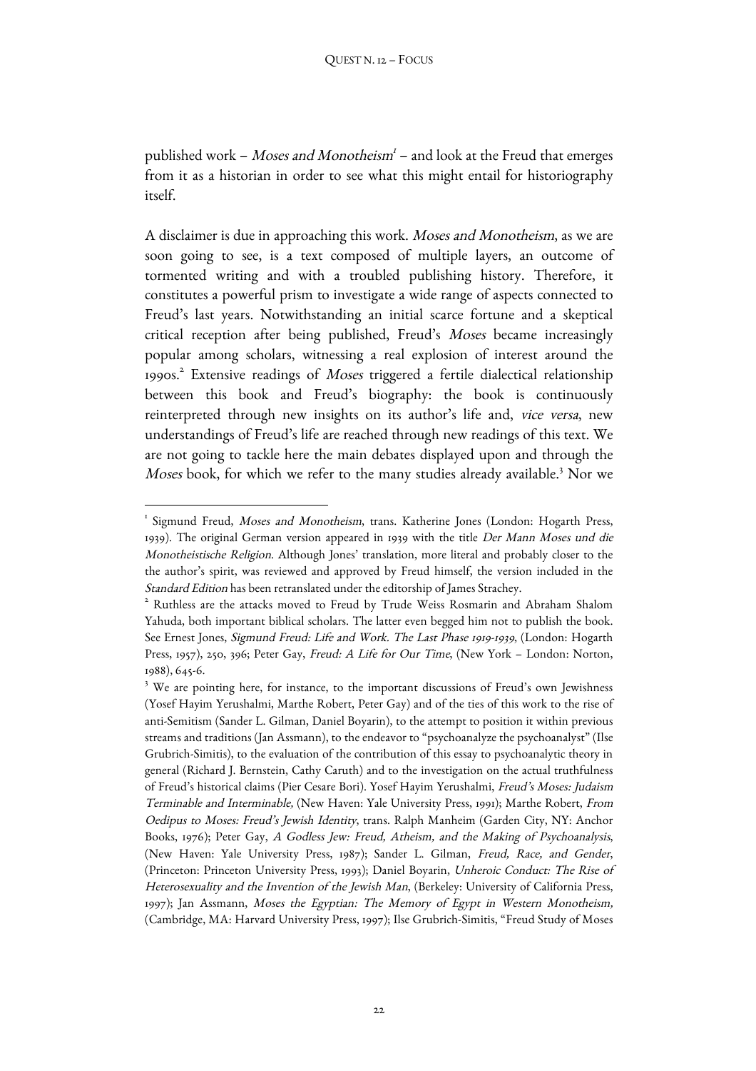published work – *Moses and Monotheism*[1] – and look at the Freud that emerges from it as a historian in order to see what this might entail for historiography itself.

A disclaimer is due in approaching this work. *Moses and Monotheism*, as we are soon going to see, is a text composed of multiple layers, an outcome of tormented writing and with a troubled publishing history. Therefore, it constitutes a powerful prism to investigate a wide range of aspects connected to Freud's last years. Notwithstanding an initial scarce fortune and a skeptical critical reception after being published, Freud's *Moses* became increasingly popular among scholars, witnessing a real explosion of interest around the 1990s.[2] Extensive readings of *Moses* triggered a fertile dialectical relationship between this book and Freud's biography: the book is continuously reinterpreted through new insights on its author's life and, *vice versa*, new understandings of Freud's life are reached through new readings of this text. We are not going to tackle here the main debates displayed upon and through the *Moses* book, for which we refer to the many studies already available.[3] Nor we

---

[1] Sigmund Freud, *Moses and Monotheism*, trans. Katherine Jones (London: Hogarth Press, 1939). The original German version appeared in 1939 with the title *Der Mann Moses und die Monotheistische Religion*. Although Jones' translation, more literal and probably closer to the the author's spirit, was reviewed and approved by Freud himself, the version included in the *Standard Edition* has been retranslated under the editorship of James Strachey.

[2] Ruthless are the attacks moved to Freud by Trude Weiss Rosmarin and Abraham Shalom Yahuda, both important biblical scholars. The latter even begged him not to publish the book. See Ernest Jones, *Sigmund Freud: Life and Work. The Last Phase 1919-1939*, (London: Hogarth Press, 1957), 250, 396; Peter Gay, *Freud: A Life for Our Time*, (New York – London: Norton, 1988), 645-6.

[3] We are pointing here, for instance, to the important discussions of Freud's own Jewishness (Yosef Hayim Yerushalmi, Marthe Robert, Peter Gay) and of the ties of this work to the rise of anti-Semitism (Sander L. Gilman, Daniel Boyarin), to the attempt to position it within previous streams and traditions (Jan Assmann), to the endeavor to "psychoanalyze the psychoanalyst" (Ilse Grubrich-Simitis), to the evaluation of the contribution of this essay to psychoanalytic theory in general (Richard J. Bernstein, Cathy Caruth) and to the investigation on the actual truthfulness of Freud's historical claims (Pier Cesare Bori). Yosef Hayim Yerushalmi, *Freud's Moses: Judaism Terminable and Interminable,* (New Haven: Yale University Press, 1991); Marthe Robert, *From Oedipus to Moses: Freud's Jewish Identity*, trans. Ralph Manheim (Garden City, NY: Anchor Books, 1976); Peter Gay, *A Godless Jew: Freud, Atheism, and the Making of Psychoanalysis*, (New Haven: Yale University Press, 1987); Sander L. Gilman, *Freud, Race, and Gender*, (Princeton: Princeton University Press, 1993); Daniel Boyarin, *Unheroic Conduct: The Rise of Heterosexuality and the Invention of the Jewish Man*, (Berkeley: University of California Press, 1997); Jan Assmann, *Moses the Egyptian: The Memory of Egypt in Western Monotheism,* (Cambridge, MA: Harvard University Press, 1997); Ilse Grubrich-Simitis, "Freud Study of Moses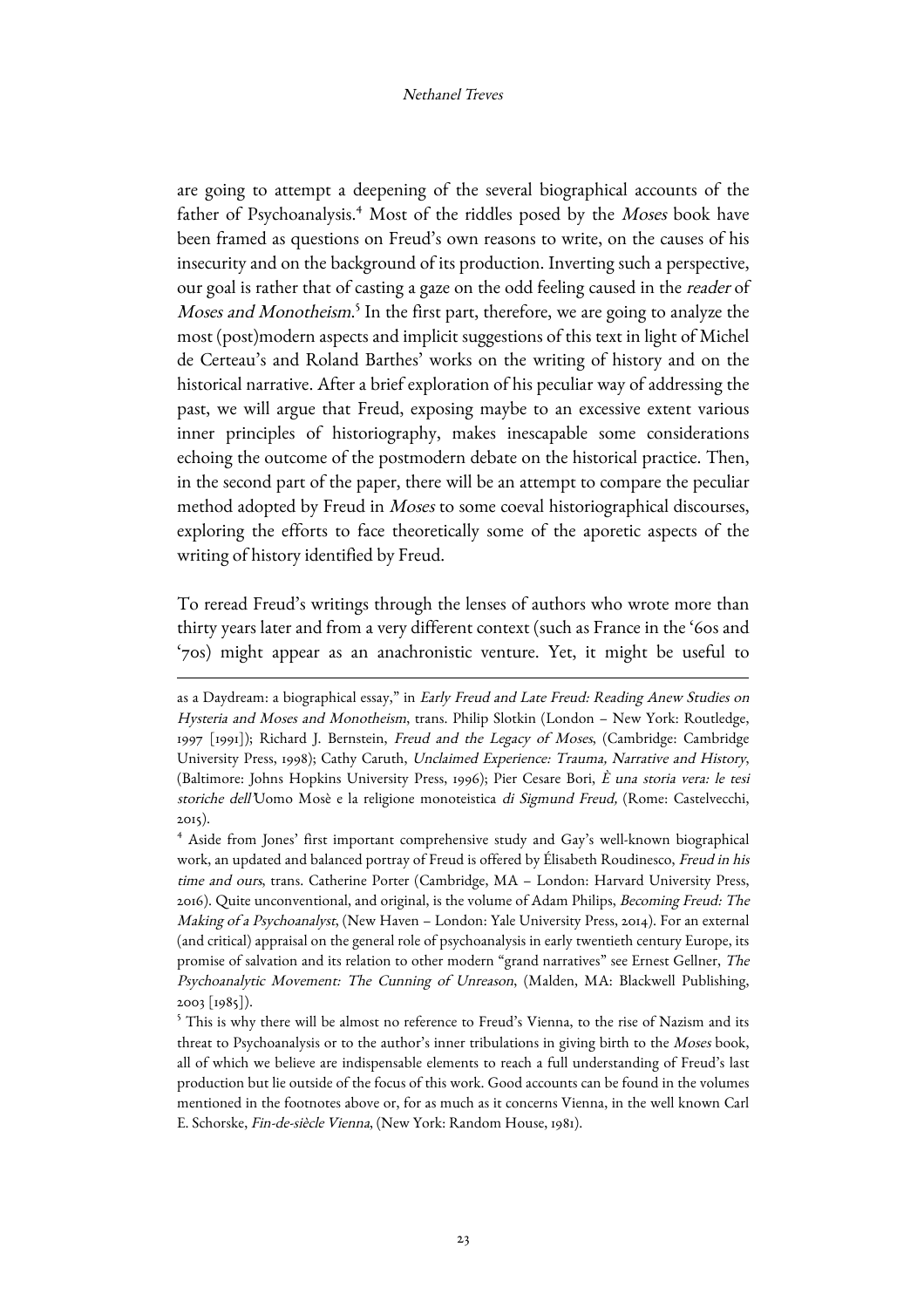are going to attempt a deepening of the several biographical accounts of the father of Psychoanalysis.[4] Most of the riddles posed by the *Moses* book have been framed as questions on Freud's own reasons to write, on the causes of his insecurity and on the background of its production. Inverting such a perspective, our goal is rather that of casting a gaze on the odd feeling caused in the *reader* of *Moses and Monotheism*.[5] In the first part, therefore, we are going to analyze the most (post)modern aspects and implicit suggestions of this text in light of Michel de Certeau's and Roland Barthes' works on the writing of history and on the historical narrative. After a brief exploration of his peculiar way of addressing the past, we will argue that Freud, exposing maybe to an excessive extent various inner principles of historiography, makes inescapable some considerations echoing the outcome of the postmodern debate on the historical practice. Then, in the second part of the paper, there will be an attempt to compare the peculiar method adopted by Freud in *Moses* to some coeval historiographical discourses, exploring the efforts to face theoretically some of the aporetic aspects of the writing of history identified by Freud.

To reread Freud's writings through the lenses of authors who wrote more than thirty years later and from a very different context (such as France in the '60s and '70s) might appear as an anachronistic venture. Yet, it might be useful to

---

as a Daydream: a biographical essay," in *Early Freud and Late Freud: Reading Anew Studies on Hysteria and Moses and Monotheism*, trans. Philip Slotkin (London – New York: Routledge, 1997 [1991]); Richard J. Bernstein, *Freud and the Legacy of Moses*, (Cambridge: Cambridge University Press, 1998); Cathy Caruth, *Unclaimed Experience: Trauma, Narrative and History*, (Baltimore: Johns Hopkins University Press, 1996); Pier Cesare Bori, *È una storia vera: le tesi storiche dell'*Uomo Mosè e la religione monoteistica *di Sigmund Freud,* (Rome: Castelvecchi, 2015).

[4] Aside from Jones' first important comprehensive study and Gay's well-known biographical work, an updated and balanced portray of Freud is offered by Élisabeth Roudinesco, *Freud in his time and ours*, trans. Catherine Porter (Cambridge, MA – London: Harvard University Press, 2016). Quite unconventional, and original, is the volume of Adam Philips, *Becoming Freud: The Making of a Psychoanalyst*, (New Haven – London: Yale University Press, 2014). For an external (and critical) appraisal on the general role of psychoanalysis in early twentieth century Europe, its promise of salvation and its relation to other modern "grand narratives" see Ernest Gellner, *The Psychoanalytic Movement: The Cunning of Unreason*, (Malden, MA: Blackwell Publishing, 2003 [1985]).

[5] This is why there will be almost no reference to Freud's Vienna, to the rise of Nazism and its threat to Psychoanalysis or to the author's inner tribulations in giving birth to the *Moses* book, all of which we believe are indispensable elements to reach a full understanding of Freud's last production but lie outside of the focus of this work. Good accounts can be found in the volumes mentioned in the footnotes above or, for as much as it concerns Vienna, in the well known Carl E. Schorske, *Fin-de-siècle Vienna*, (New York: Random House, 1981).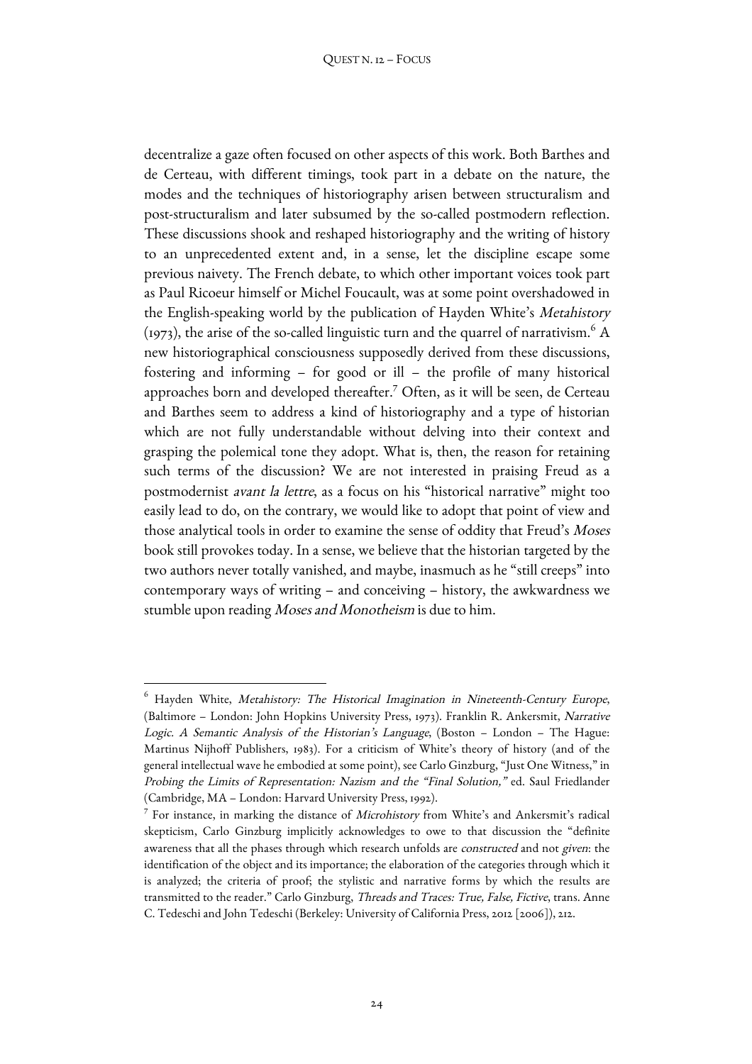decentralize a gaze often focused on other aspects of this work. Both Barthes and de Certeau, with different timings, took part in a debate on the nature, the modes and the techniques of historiography arisen between structuralism and post-structuralism and later subsumed by the so-called postmodern reflection. These discussions shook and reshaped historiography and the writing of history to an unprecedented extent and, in a sense, let the discipline escape some previous naivety. The French debate, to which other important voices took part as Paul Ricoeur himself or Michel Foucault, was at some point overshadowed in the English-speaking world by the publication of Hayden White's *Metahistory* (1973), the arise of the so-called linguistic turn and the quarrel of narrativism.[6] A new historiographical consciousness supposedly derived from these discussions, fostering and informing – for good or ill – the profile of many historical approaches born and developed thereafter.[7] Often, as it will be seen, de Certeau and Barthes seem to address a kind of historiography and a type of historian which are not fully understandable without delving into their context and grasping the polemical tone they adopt. What is, then, the reason for retaining such terms of the discussion? We are not interested in praising Freud as a postmodernist *avant la lettre*, as a focus on his "historical narrative" might too easily lead to do, on the contrary, we would like to adopt that point of view and those analytical tools in order to examine the sense of oddity that Freud's *Moses* book still provokes today. In a sense, we believe that the historian targeted by the two authors never totally vanished, and maybe, inasmuch as he "still creeps" into contemporary ways of writing – and conceiving – history, the awkwardness we stumble upon reading *Moses and Monotheism* is due to him.

---

[6] Hayden White, *Metahistory: The Historical Imagination in Nineteenth-Century Europe*, (Baltimore – London: John Hopkins University Press, 1973). Franklin R. Ankersmit, *Narrative Logic. A Semantic Analysis of the Historian's Language*, (Boston – London – The Hague: Martinus Nijhoff Publishers, 1983). For a criticism of White's theory of history (and of the general intellectual wave he embodied at some point), see Carlo Ginzburg, "Just One Witness," in *Probing the Limits of Representation: Nazism and the "Final Solution,"* ed. Saul Friedlander (Cambridge, MA – London: Harvard University Press, 1992).

[7] For instance, in marking the distance of *Microhistory* from White's and Ankersmit's radical skepticism, Carlo Ginzburg implicitly acknowledges to owe to that discussion the "definite awareness that all the phases through which research unfolds are *constructed* and not *given*: the identification of the object and its importance; the elaboration of the categories through which it is analyzed; the criteria of proof; the stylistic and narrative forms by which the results are transmitted to the reader." Carlo Ginzburg, *Threads and Traces: True, False, Fictive*, trans. Anne C. Tedeschi and John Tedeschi (Berkeley: University of California Press, 2012 [2006]), 212.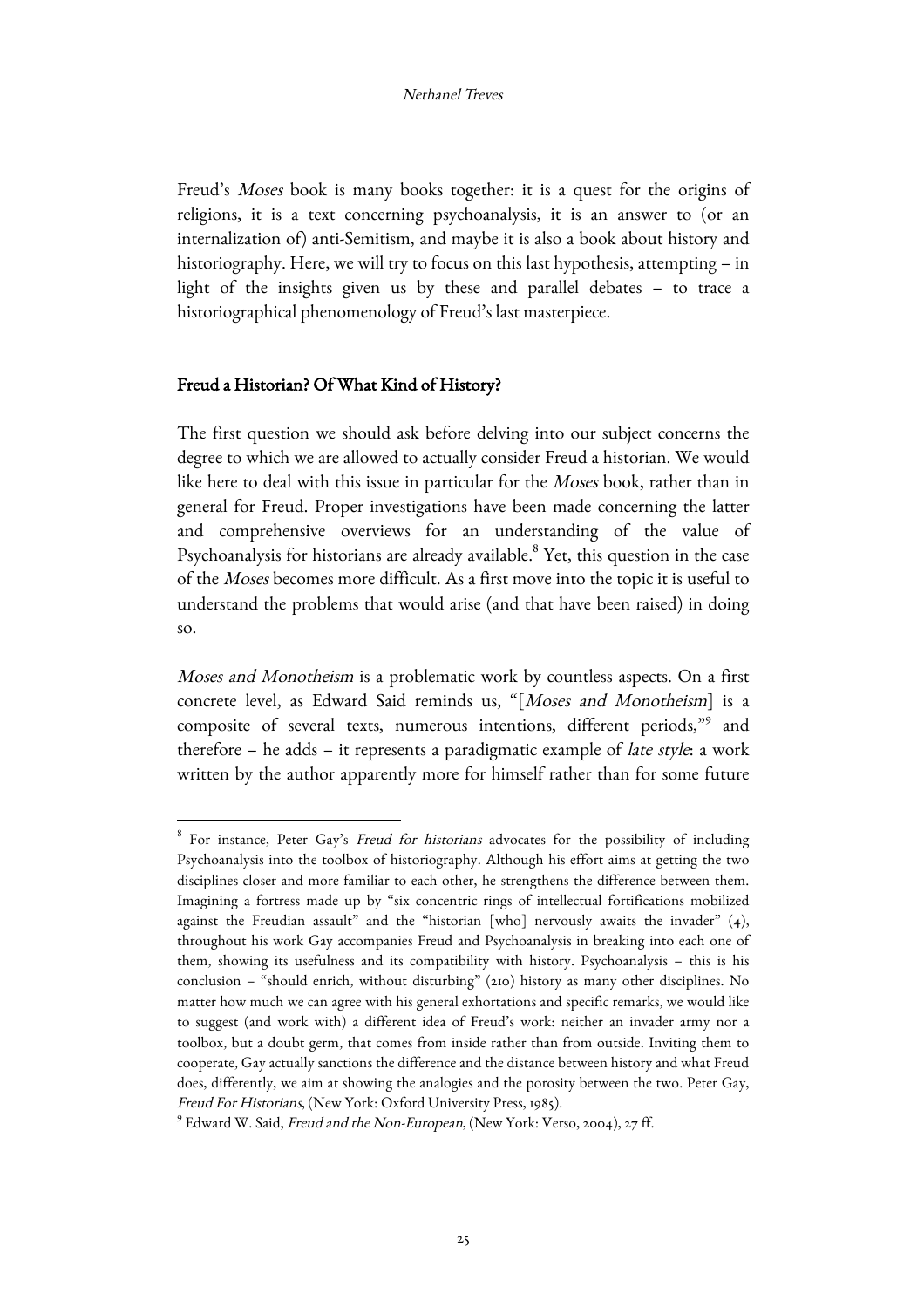Freud's *Moses* book is many books together: it is a quest for the origins of religions, it is a text concerning psychoanalysis, it is an answer to (or an internalization of) anti-Semitism, and maybe it is also a book about history and historiography. Here, we will try to focus on this last hypothesis, attempting – in light of the insights given us by these and parallel debates – to trace a historiographical phenomenology of Freud's last masterpiece.

## Freud a Historian? Of What Kind of History?

The first question we should ask before delving into our subject concerns the degree to which we are allowed to actually consider Freud a historian. We would like here to deal with this issue in particular for the *Moses* book, rather than in general for Freud. Proper investigations have been made concerning the latter and comprehensive overviews for an understanding of the value of Psychoanalysis for historians are already available.[8] Yet, this question in the case of the *Moses* becomes more difficult. As a first move into the topic it is useful to understand the problems that would arise (and that have been raised) in doing so.

*Moses and Monotheism* is a problematic work by countless aspects. On a first concrete level, as Edward Said reminds us, "[*Moses and Monotheism*] is a composite of several texts, numerous intentions, different periods,"[9] and therefore – he adds – it represents a paradigmatic example of *late style*: a work written by the author apparently more for himself rather than for some future

---

[8] For instance, Peter Gay's *Freud for historians* advocates for the possibility of including Psychoanalysis into the toolbox of historiography. Although his effort aims at getting the two disciplines closer and more familiar to each other, he strengthens the difference between them. Imagining a fortress made up by "six concentric rings of intellectual fortifications mobilized against the Freudian assault" and the "historian [who] nervously awaits the invader" (4), throughout his work Gay accompanies Freud and Psychoanalysis in breaking into each one of them, showing its usefulness and its compatibility with history. Psychoanalysis – this is his conclusion – "should enrich, without disturbing" (210) history as many other disciplines. No matter how much we can agree with his general exhortations and specific remarks, we would like to suggest (and work with) a different idea of Freud's work: neither an invader army nor a toolbox, but a doubt germ, that comes from inside rather than from outside. Inviting them to cooperate, Gay actually sanctions the difference and the distance between history and what Freud does, differently, we aim at showing the analogies and the porosity between the two. Peter Gay, *Freud For Historians*, (New York: Oxford University Press, 1985).

[9] Edward W. Said, *Freud and the Non-European*, (New York: Verso, 2004), 27 ff.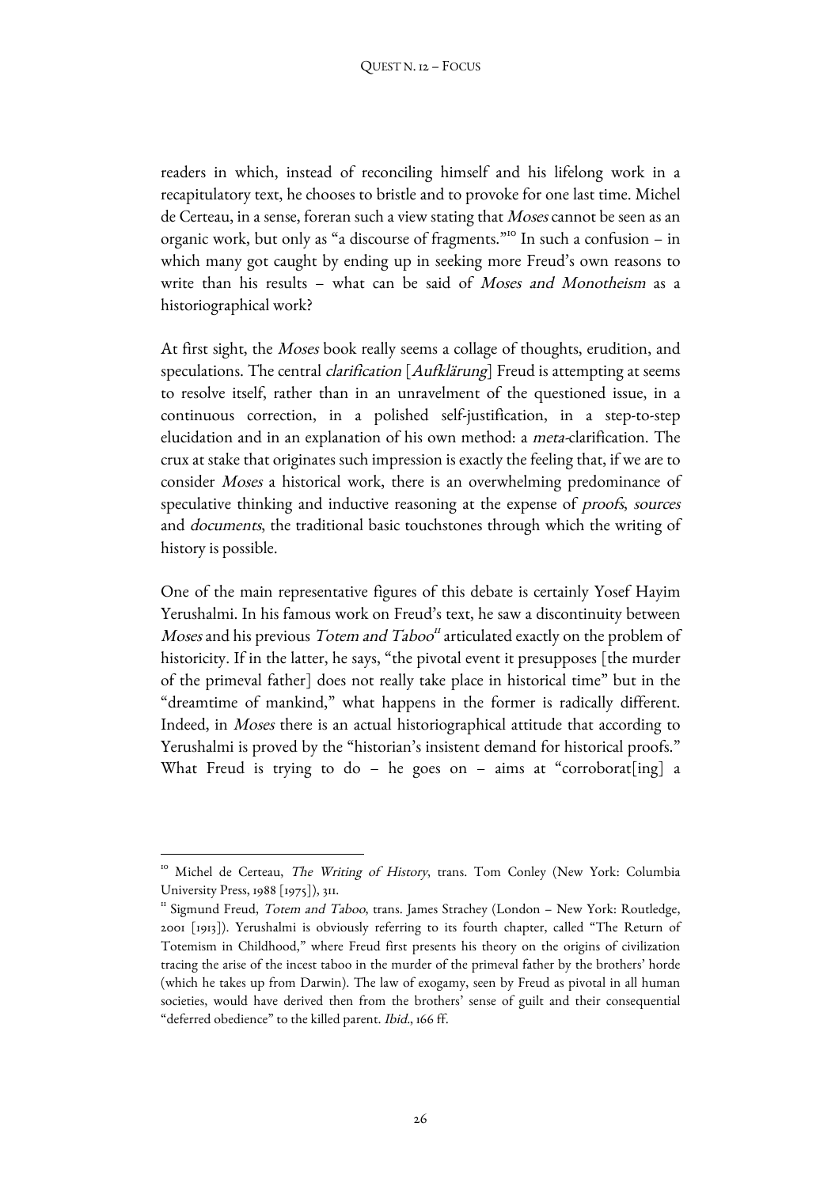readers in which, instead of reconciling himself and his lifelong work in a recapitulatory text, he chooses to bristle and to provoke for one last time. Michel de Certeau, in a sense, foreran such a view stating that *Moses* cannot be seen as an organic work, but only as "a discourse of fragments."[10] In such a confusion – in which many got caught by ending up in seeking more Freud's own reasons to write than his results – what can be said of *Moses and Monotheism* as a historiographical work?

At first sight, the *Moses* book really seems a collage of thoughts, erudition, and speculations. The central *clarification* [*Aufklärung*] Freud is attempting at seems to resolve itself, rather than in an unravelment of the questioned issue, in a continuous correction, in a polished self-justification, in a step-to-step elucidation and in an explanation of his own method: a *meta*-clarification. The crux at stake that originates such impression is exactly the feeling that, if we are to consider *Moses* a historical work, there is an overwhelming predominance of speculative thinking and inductive reasoning at the expense of *proofs*, *sources* and *documents*, the traditional basic touchstones through which the writing of history is possible.

One of the main representative figures of this debate is certainly Yosef Hayim Yerushalmi. In his famous work on Freud's text, he saw a discontinuity between *Moses* and his previous *Totem and Taboo*[11] articulated exactly on the problem of historicity. If in the latter, he says, "the pivotal event it presupposes [the murder of the primeval father] does not really take place in historical time" but in the "dreamtime of mankind," what happens in the former is radically different. Indeed, in *Moses* there is an actual historiographical attitude that according to Yerushalmi is proved by the "historian's insistent demand for historical proofs." What Freud is trying to do – he goes on – aims at "corroborat[ing] a

---

[10] Michel de Certeau, *The Writing of History*, trans. Tom Conley (New York: Columbia University Press, 1988 [1975]), 311.

[11] Sigmund Freud, *Totem and Taboo*, trans. James Strachey (London – New York: Routledge, 2001 [1913]). Yerushalmi is obviously referring to its fourth chapter, called "The Return of Totemism in Childhood," where Freud first presents his theory on the origins of civilization tracing the arise of the incest taboo in the murder of the primeval father by the brothers' horde (which he takes up from Darwin). The law of exogamy, seen by Freud as pivotal in all human societies, would have derived then from the brothers' sense of guilt and their consequential "deferred obedience" to the killed parent. *Ibid.*, 166 ff.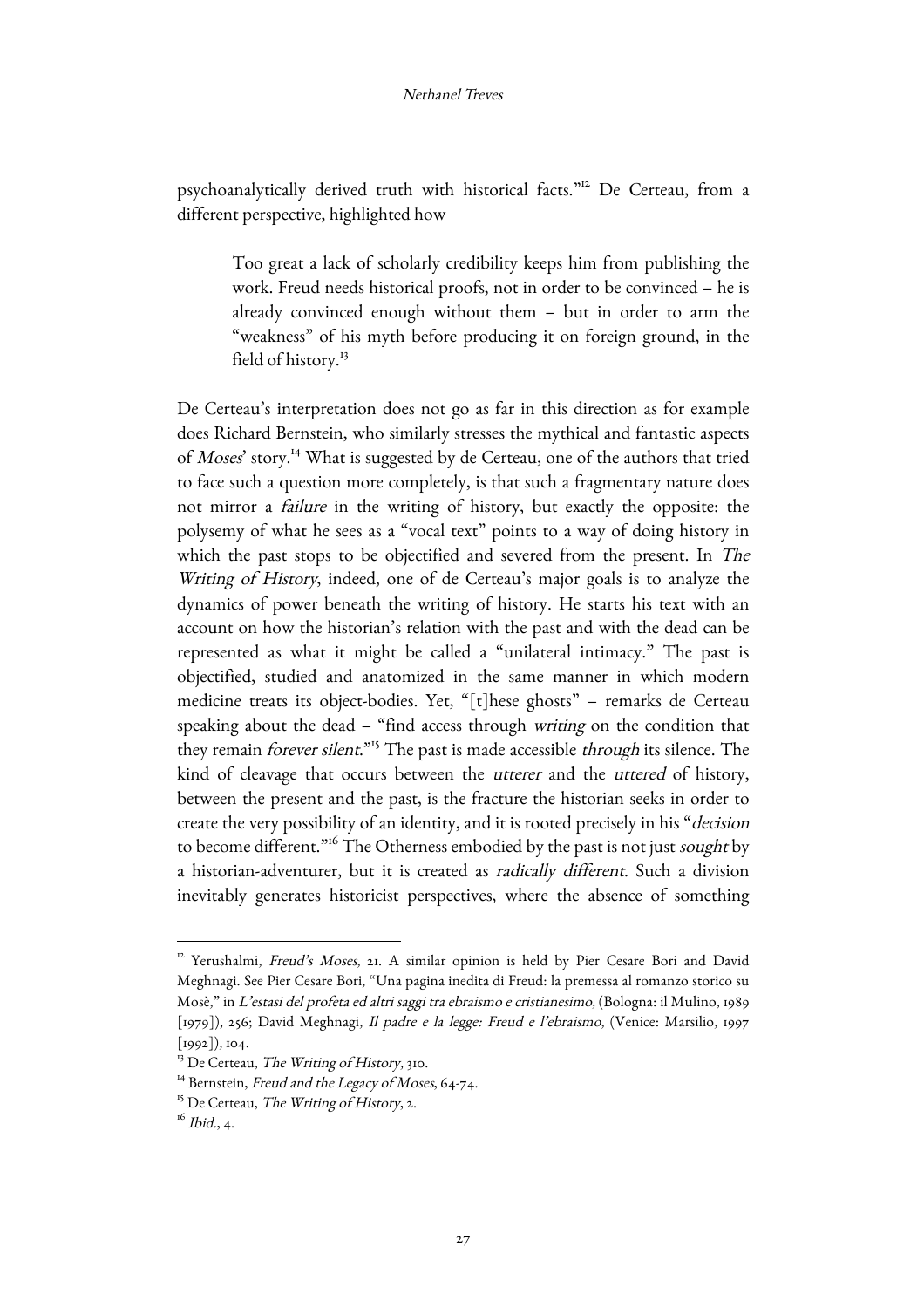psychoanalytically derived truth with historical facts."[12] De Certeau, from a different perspective, highlighted how

> Too great a lack of scholarly credibility keeps him from publishing the work. Freud needs historical proofs, not in order to be convinced – he is already convinced enough without them – but in order to arm the "weakness" of his myth before producing it on foreign ground, in the field of history.[13]

De Certeau's interpretation does not go as far in this direction as for example does Richard Bernstein, who similarly stresses the mythical and fantastic aspects of *Moses*' story.[14] What is suggested by de Certeau, one of the authors that tried to face such a question more completely, is that such a fragmentary nature does not mirror a *failure* in the writing of history, but exactly the opposite: the polysemy of what he sees as a "vocal text" points to a way of doing history in which the past stops to be objectified and severed from the present. In *The Writing of History*, indeed, one of de Certeau's major goals is to analyze the dynamics of power beneath the writing of history. He starts his text with an account on how the historian's relation with the past and with the dead can be represented as what it might be called a "unilateral intimacy." The past is objectified, studied and anatomized in the same manner in which modern medicine treats its object-bodies. Yet, "[t]hese ghosts" – remarks de Certeau speaking about the dead – "find access through *writing* on the condition that they remain *forever silent*."[15] The past is made accessible *through* its silence. The kind of cleavage that occurs between the *utterer* and the *uttered* of history, between the present and the past, is the fracture the historian seeks in order to create the very possibility of an identity, and it is rooted precisely in his "*decision* to become different."[16] The Otherness embodied by the past is not just *sought* by a historian-adventurer, but it is created as *radically different*. Such a division inevitably generates historicist perspectives, where the absence of something

---

[12] Yerushalmi, *Freud's Moses*, 21. A similar opinion is held by Pier Cesare Bori and David Meghnagi. See Pier Cesare Bori, "Una pagina inedita di Freud: la premessa al romanzo storico su Mosè," in *L'estasi del profeta ed altri saggi tra ebraismo e cristianesimo*, (Bologna: il Mulino, 1989 [1979]), 256; David Meghnagi, *Il padre e la legge: Freud e l'ebraismo*, (Venice: Marsilio, 1997 [1992]), 104.

[13] De Certeau, *The Writing of History*, 310.

[14] Bernstein, *Freud and the Legacy of Moses*, 64-74.

[15] De Certeau, *The Writing of History*, 2.

[16] *Ibid*., 4.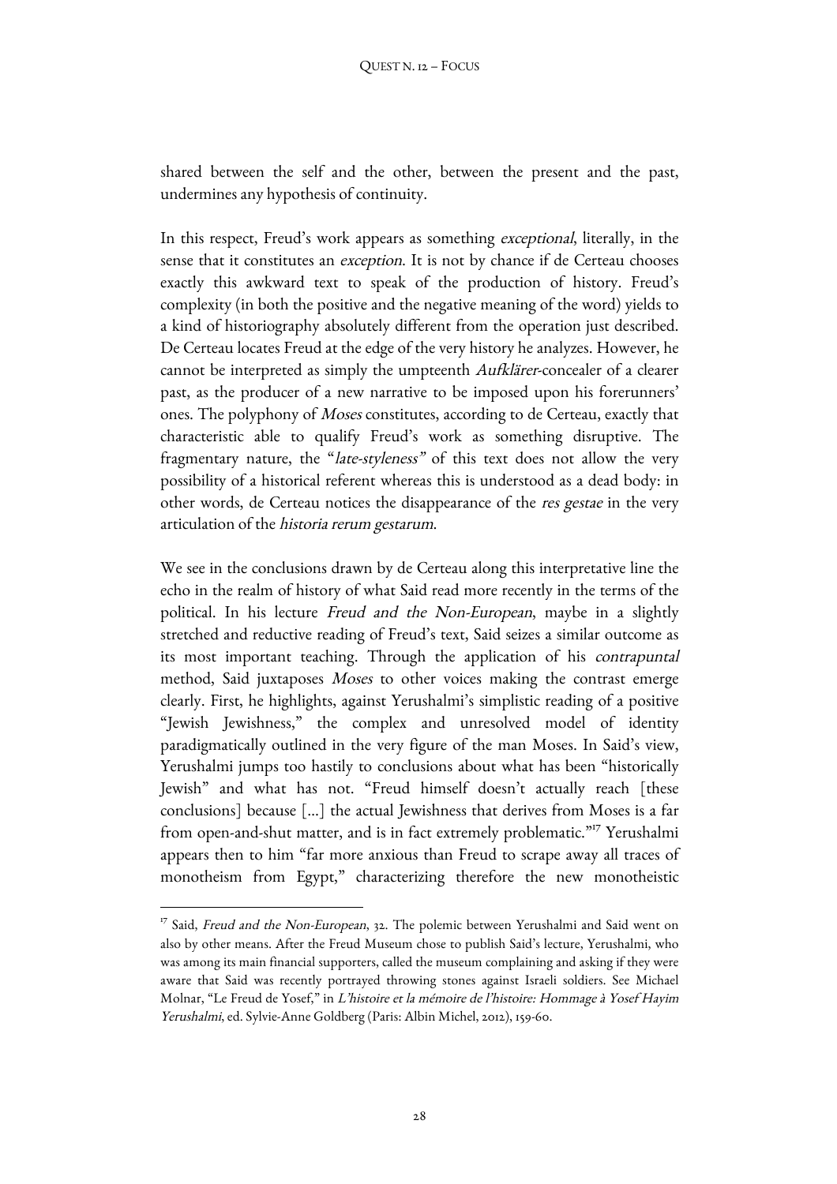shared between the self and the other, between the present and the past, undermines any hypothesis of continuity.

In this respect, Freud's work appears as something *exceptional*, literally, in the sense that it constitutes an *exception*. It is not by chance if de Certeau chooses exactly this awkward text to speak of the production of history. Freud's complexity (in both the positive and the negative meaning of the word) yields to a kind of historiography absolutely different from the operation just described. De Certeau locates Freud at the edge of the very history he analyzes. However, he cannot be interpreted as simply the umpteenth *Aufklärer*-concealer of a clearer past, as the producer of a new narrative to be imposed upon his forerunners' ones. The polyphony of *Moses* constitutes, according to de Certeau, exactly that characteristic able to qualify Freud's work as something disruptive. The fragmentary nature, the "*late-styleness"* of this text does not allow the very possibility of a historical referent whereas this is understood as a dead body: in other words, de Certeau notices the disappearance of the *res gestae* in the very articulation of the *historia rerum gestarum*.

We see in the conclusions drawn by de Certeau along this interpretative line the echo in the realm of history of what Said read more recently in the terms of the political. In his lecture *Freud and the Non-European*, maybe in a slightly stretched and reductive reading of Freud's text, Said seizes a similar outcome as its most important teaching. Through the application of his *contrapuntal* method, Said juxtaposes *Moses* to other voices making the contrast emerge clearly. First, he highlights, against Yerushalmi's simplistic reading of a positive "Jewish Jewishness," the complex and unresolved model of identity paradigmatically outlined in the very figure of the man Moses. In Said's view, Yerushalmi jumps too hastily to conclusions about what has been "historically Jewish" and what has not. "Freud himself doesn't actually reach [these conclusions] because […] the actual Jewishness that derives from Moses is a far from open-and-shut matter, and is in fact extremely problematic."[17] Yerushalmi appears then to him "far more anxious than Freud to scrape away all traces of monotheism from Egypt," characterizing therefore the new monotheistic

---

[17] Said, *Freud and the Non-European*, 32. The polemic between Yerushalmi and Said went on also by other means. After the Freud Museum chose to publish Said's lecture, Yerushalmi, who was among its main financial supporters, called the museum complaining and asking if they were aware that Said was recently portrayed throwing stones against Israeli soldiers. See Michael Molnar, "Le Freud de Yosef," in *L'histoire et la mémoire de l'histoire: Hommage à Yosef Hayim Yerushalmi*, ed. Sylvie-Anne Goldberg (Paris: Albin Michel, 2012), 159-60.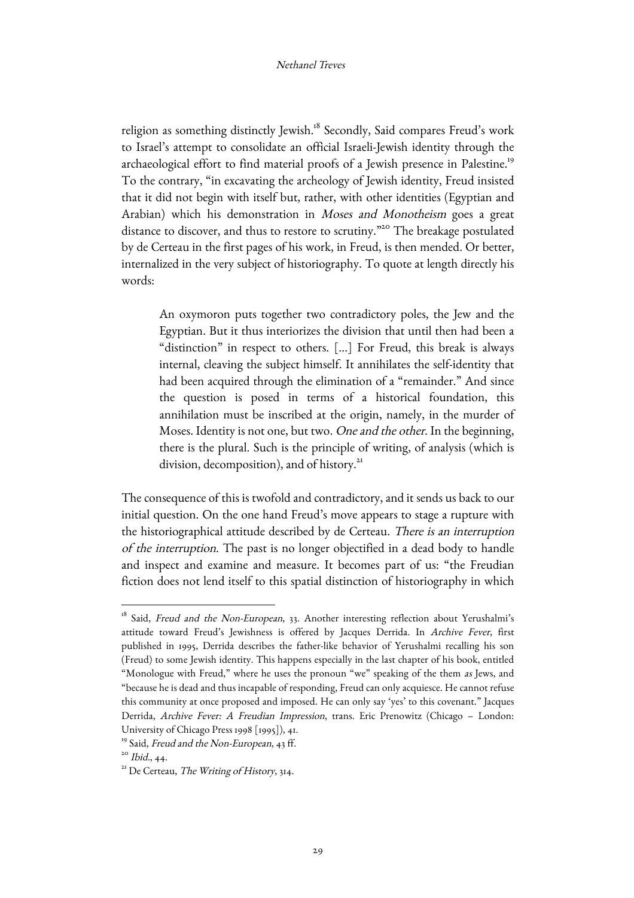religion as something distinctly Jewish.[18] Secondly, Said compares Freud's work to Israel's attempt to consolidate an official Israeli-Jewish identity through the archaeological effort to find material proofs of a Jewish presence in Palestine.[19] To the contrary, "in excavating the archeology of Jewish identity, Freud insisted that it did not begin with itself but, rather, with other identities (Egyptian and Arabian) which his demonstration in *Moses and Monotheism* goes a great distance to discover, and thus to restore to scrutiny."[20] The breakage postulated by de Certeau in the first pages of his work, in Freud, is then mended. Or better, internalized in the very subject of historiography. To quote at length directly his words:

> An oxymoron puts together two contradictory poles, the Jew and the Egyptian. But it thus interiorizes the division that until then had been a "distinction" in respect to others. [...] For Freud, this break is always internal, cleaving the subject himself. It annihilates the self-identity that had been acquired through the elimination of a "remainder." And since the question is posed in terms of a historical foundation, this annihilation must be inscribed at the origin, namely, in the murder of Moses. Identity is not one, but two. *One and the other*. In the beginning, there is the plural. Such is the principle of writing, of analysis (which is division, decomposition), and of history.[21]

The consequence of this is twofold and contradictory, and it sends us back to our initial question. On the one hand Freud's move appears to stage a rupture with the historiographical attitude described by de Certeau. *There is an interruption of the interruption*. The past is no longer objectified in a dead body to handle and inspect and examine and measure. It becomes part of us: "the Freudian fiction does not lend itself to this spatial distinction of historiography in which

---

[18] Said, *Freud and the Non-European*, 33. Another interesting reflection about Yerushalmi's attitude toward Freud's Jewishness is offered by Jacques Derrida. In *Archive Fever*, first published in 1995, Derrida describes the father-like behavior of Yerushalmi recalling his son (Freud) to some Jewish identity. This happens especially in the last chapter of his book, entitled "Monologue with Freud," where he uses the pronoun "we" speaking of the them *as* Jews, and "because he is dead and thus incapable of responding, Freud can only acquiesce. He cannot refuse this community at once proposed and imposed. He can only say 'yes' to this covenant." Jacques Derrida, *Archive Fever: A Freudian Impression*, trans. Eric Prenowitz (Chicago – London: University of Chicago Press 1998 [1995]), 41.

[19] Said, *Freud and the Non-European*, 43 ff.

[20] *Ibid*., 44.

[21] De Certeau, *The Writing of History*, 314.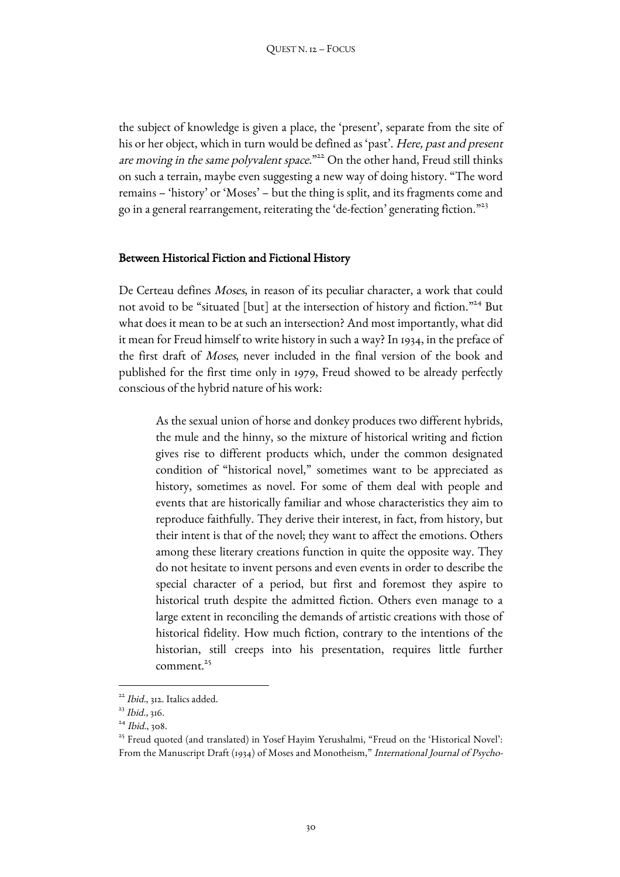the subject of knowledge is given a place, the 'present', separate from the site of his or her object, which in turn would be defined as 'past'. *Here, past and present are moving in the same polyvalent space.*"[22] On the other hand, Freud still thinks on such a terrain, maybe even suggesting a new way of doing history. "The word remains – 'history' or 'Moses' – but the thing is split, and its fragments come and go in a general rearrangement, reiterating the 'de-fection' generating fiction."[23]

## Between Historical Fiction and Fictional History

De Certeau defines *Moses*, in reason of its peculiar character, a work that could not avoid to be "situated [but] at the intersection of history and fiction."[24] But what does it mean to be at such an intersection? And most importantly, what did it mean for Freud himself to write history in such a way? In 1934, in the preface of the first draft of *Moses*, never included in the final version of the book and published for the first time only in 1979, Freud showed to be already perfectly conscious of the hybrid nature of his work:

> As the sexual union of horse and donkey produces two different hybrids, the mule and the hinny, so the mixture of historical writing and fiction gives rise to different products which, under the common designated condition of "historical novel," sometimes want to be appreciated as history, sometimes as novel. For some of them deal with people and events that are historically familiar and whose characteristics they aim to reproduce faithfully. They derive their interest, in fact, from history, but their intent is that of the novel; they want to affect the emotions. Others among these literary creations function in quite the opposite way. They do not hesitate to invent persons and even events in order to describe the special character of a period, but first and foremost they aspire to historical truth despite the admitted fiction. Others even manage to a large extent in reconciling the demands of artistic creations with those of historical fidelity. How much fiction, contrary to the intentions of the historian, still creeps into his presentation, requires little further comment.[25]

---

[22] *Ibid.*, 312. Italics added.

[23] *Ibid.*, 316.

[24] *Ibid.*, 308.

[25] Freud quoted (and translated) in Yosef Hayim Yerushalmi, "Freud on the 'Historical Novel': From the Manuscript Draft (1934) of Moses and Monotheism," *International Journal of Psycho-*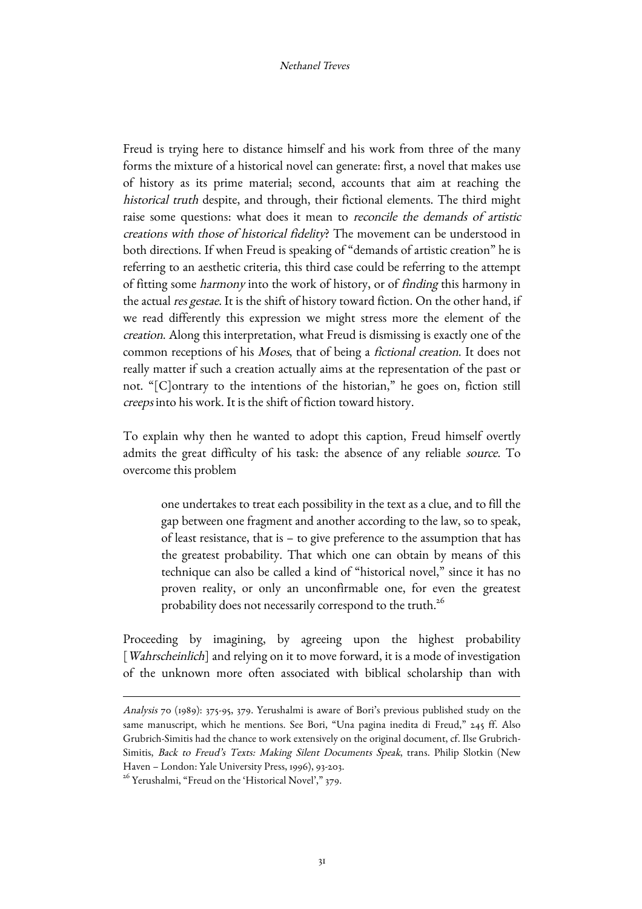Freud is trying here to distance himself and his work from three of the many forms the mixture of a historical novel can generate: first, a novel that makes use of history as its prime material; second, accounts that aim at reaching the *historical truth* despite, and through, their fictional elements. The third might raise some questions: what does it mean to *reconcile the demands of artistic creations with those of historical fidelity*? The movement can be understood in both directions. If when Freud is speaking of "demands of artistic creation" he is referring to an aesthetic criteria, this third case could be referring to the attempt of fitting some *harmony* into the work of history, or of *finding* this harmony in the actual *res gestae*. It is the shift of history toward fiction. On the other hand, if we read differently this expression we might stress more the element of the *creation*. Along this interpretation, what Freud is dismissing is exactly one of the common receptions of his *Moses*, that of being a *fictional creation*. It does not really matter if such a creation actually aims at the representation of the past or not. "[C]ontrary to the intentions of the historian," he goes on, fiction still *creeps* into his work. It is the shift of fiction toward history.

To explain why then he wanted to adopt this caption, Freud himself overtly admits the great difficulty of his task: the absence of any reliable *source*. To overcome this problem

> one undertakes to treat each possibility in the text as a clue, and to fill the gap between one fragment and another according to the law, so to speak, of least resistance, that is – to give preference to the assumption that has the greatest probability. That which one can obtain by means of this technique can also be called a kind of "historical novel," since it has no proven reality, or only an unconfirmable one, for even the greatest probability does not necessarily correspond to the truth.[26]

Proceeding by imagining, by agreeing upon the highest probability [*Wahrscheinlich*] and relying on it to move forward, it is a mode of investigation of the unknown more often associated with biblical scholarship than with

---

*Analysis* 70 (1989): 375-95, 379. Yerushalmi is aware of Bori's previous published study on the same manuscript, which he mentions. See Bori, "Una pagina inedita di Freud," 245 ff. Also Grubrich-Simitis had the chance to work extensively on the original document, cf. Ilse Grubrich-Simitis, *Back to Freud's Texts: Making Silent Documents Speak*, trans. Philip Slotkin (New Haven – London: Yale University Press, 1996), 93-203.

[26] Yerushalmi, "Freud on the 'Historical Novel'," 379.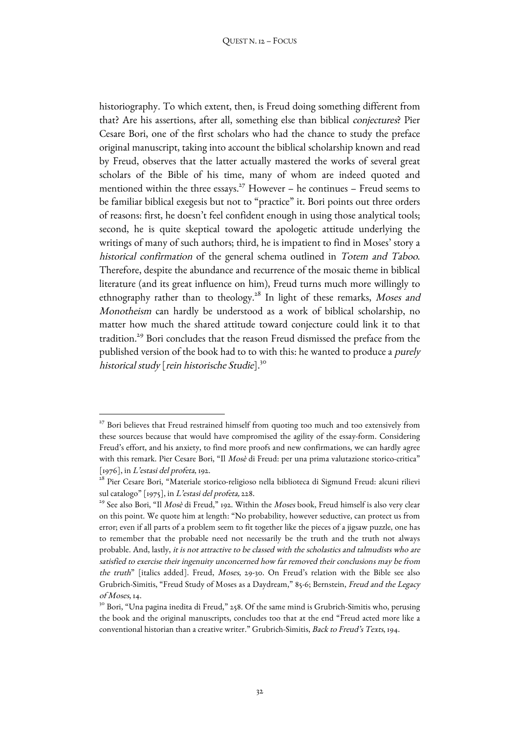historiography. To which extent, then, is Freud doing something different from that? Are his assertions, after all, something else than biblical *conjectures*? Pier Cesare Bori, one of the first scholars who had the chance to study the preface original manuscript, taking into account the biblical scholarship known and read by Freud, observes that the latter actually mastered the works of several great scholars of the Bible of his time, many of whom are indeed quoted and mentioned within the three essays.[27] However – he continues – Freud seems to be familiar biblical exegesis but not to "practice" it. Bori points out three orders of reasons: first, he doesn't feel confident enough in using those analytical tools; second, he is quite skeptical toward the apologetic attitude underlying the writings of many of such authors; third, he is impatient to find in Moses' story a *historical confirmation* of the general schema outlined in *Totem and Taboo*. Therefore, despite the abundance and recurrence of the mosaic theme in biblical literature (and its great influence on him), Freud turns much more willingly to ethnography rather than to theology.[28] In light of these remarks, *Moses and Monotheism* can hardly be understood as a work of biblical scholarship, no matter how much the shared attitude toward conjecture could link it to that tradition.[29] Bori concludes that the reason Freud dismissed the preface from the published version of the book had to to with this: he wanted to produce a *purely historical study* [*rein historische Studie*].[30]

---

[27] Bori believes that Freud restrained himself from quoting too much and too extensively from these sources because that would have compromised the agility of the essay-form. Considering Freud's effort, and his anxiety, to find more proofs and new confirmations, we can hardly agree with this remark. Pier Cesare Bori, "Il *Mosè* di Freud: per una prima valutazione storico-critica" [1976], in *L'estasi del profeta*, 192.

[28] Pier Cesare Bori, "Materiale storico-religioso nella biblioteca di Sigmund Freud: alcuni rilievi sul catalogo" [1975], in *L'estasi del profeta,* 228.

[29] See also Bori, "Il *Mosè* di Freud," 192. Within the *Moses* book, Freud himself is also very clear on this point. We quote him at length: "No probability, however seductive, can protect us from error; even if all parts of a problem seem to fit together like the pieces of a jigsaw puzzle, one has to remember that the probable need not necessarily be the truth and the truth not always probable. And, lastly, *it is not attractive to be classed with the scholastics and talmudists who are satisfied to exercise their ingenuity unconcerned how far removed their conclusions may be from the truth*" [italics added]. Freud, *Moses*, 29-30. On Freud's relation with the Bible see also Grubrich-Simitis, "Freud Study of Moses as a Daydream," 85-6; Bernstein, *Freud and the Legacy of Moses*, 14.

[30] Bori, "Una pagina inedita di Freud," 258. Of the same mind is Grubrich-Simitis who, perusing the book and the original manuscripts, concludes too that at the end "Freud acted more like a conventional historian than a creative writer." Grubrich-Simitis, *Back to Freud's Texts*, 194.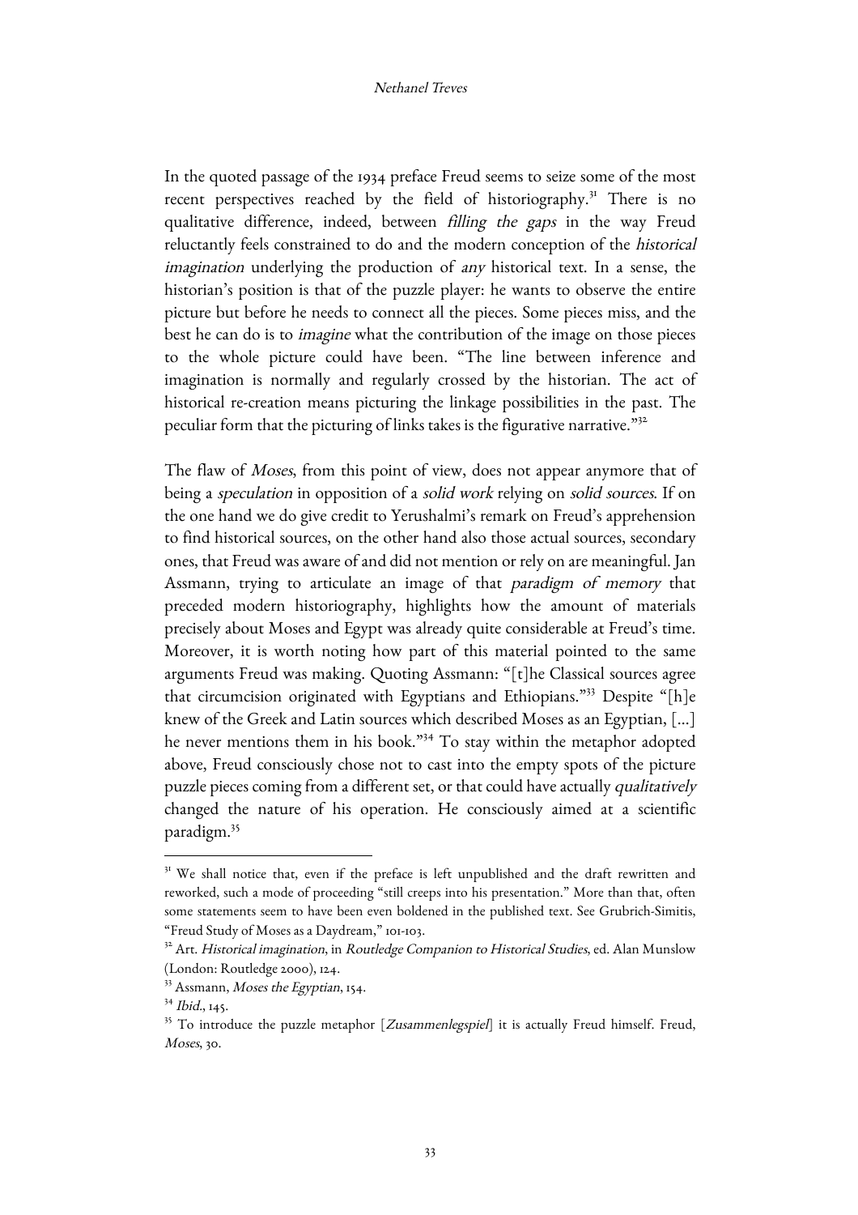In the quoted passage of the 1934 preface Freud seems to seize some of the most recent perspectives reached by the field of historiography.[31] There is no qualitative difference, indeed, between *filling the gaps* in the way Freud reluctantly feels constrained to do and the modern conception of the *historical imagination* underlying the production of *any* historical text. In a sense, the historian's position is that of the puzzle player: he wants to observe the entire picture but before he needs to connect all the pieces. Some pieces miss, and the best he can do is to *imagine* what the contribution of the image on those pieces to the whole picture could have been. "The line between inference and imagination is normally and regularly crossed by the historian. The act of historical re-creation means picturing the linkage possibilities in the past. The peculiar form that the picturing of links takes is the figurative narrative."[32]

The flaw of *Moses*, from this point of view, does not appear anymore that of being a *speculation* in opposition of a *solid work* relying on *solid sources*. If on the one hand we do give credit to Yerushalmi's remark on Freud's apprehension to find historical sources, on the other hand also those actual sources, secondary ones, that Freud was aware of and did not mention or rely on are meaningful. Jan Assmann, trying to articulate an image of that *paradigm of memory* that preceded modern historiography, highlights how the amount of materials precisely about Moses and Egypt was already quite considerable at Freud's time. Moreover, it is worth noting how part of this material pointed to the same arguments Freud was making. Quoting Assmann: "[t]he Classical sources agree that circumcision originated with Egyptians and Ethiopians."[33] Despite "[h]e knew of the Greek and Latin sources which described Moses as an Egyptian, [...] he never mentions them in his book."[34] To stay within the metaphor adopted above, Freud consciously chose not to cast into the empty spots of the picture puzzle pieces coming from a different set, or that could have actually *qualitatively* changed the nature of his operation. He consciously aimed at a scientific paradigm.[35]

---

[31] We shall notice that, even if the preface is left unpublished and the draft rewritten and reworked, such a mode of proceeding "still creeps into his presentation." More than that, often some statements seem to have been even boldened in the published text. See Grubrich-Simitis, "Freud Study of Moses as a Daydream," 101-103.

[32] Art. *Historical imagination*, in *Routledge Companion to Historical Studies*, ed. Alan Munslow (London: Routledge 2000), 124.

[33] Assmann, *Moses the Egyptian*, 154.

[34] *Ibid.*, 145.

[35] To introduce the puzzle metaphor [*Zusammenlegspiel*] it is actually Freud himself. Freud, *Moses*, 30.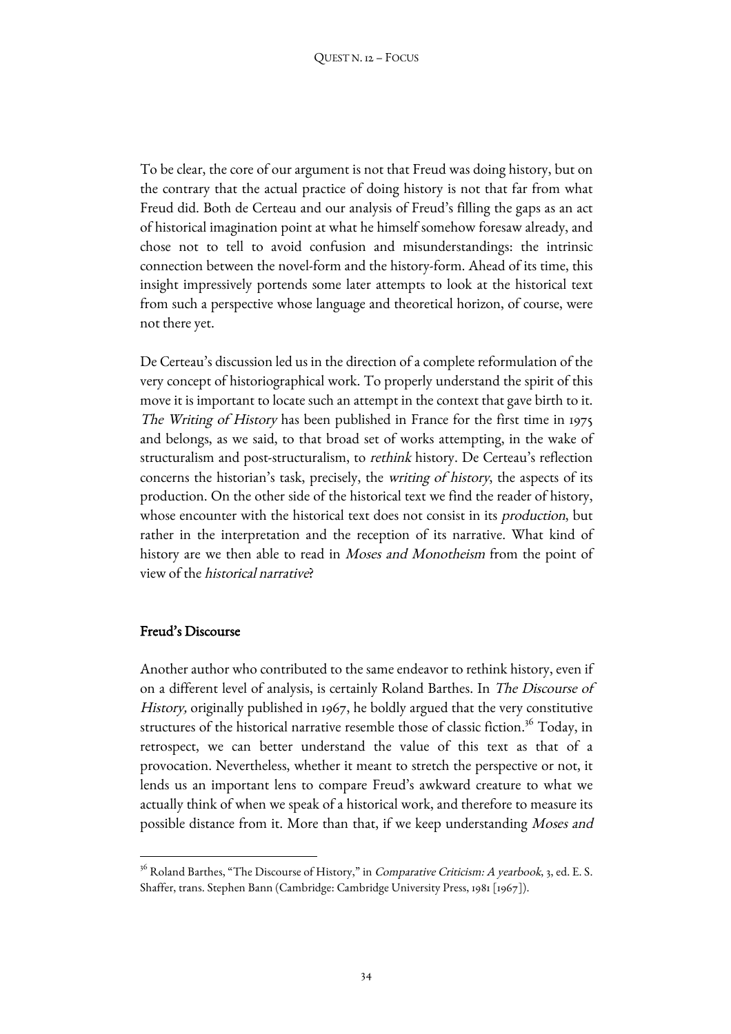To be clear, the core of our argument is not that Freud was doing history, but on the contrary that the actual practice of doing history is not that far from what Freud did. Both de Certeau and our analysis of Freud's filling the gaps as an act of historical imagination point at what he himself somehow foresaw already, and chose not to tell to avoid confusion and misunderstandings: the intrinsic connection between the novel-form and the history-form. Ahead of its time, this insight impressively portends some later attempts to look at the historical text from such a perspective whose language and theoretical horizon, of course, were not there yet.

De Certeau's discussion led us in the direction of a complete reformulation of the very concept of historiographical work. To properly understand the spirit of this move it is important to locate such an attempt in the context that gave birth to it. *The Writing of History* has been published in France for the first time in 1975 and belongs, as we said, to that broad set of works attempting, in the wake of structuralism and post-structuralism, to *rethink* history. De Certeau's reflection concerns the historian's task, precisely, the *writing of history*, the aspects of its production. On the other side of the historical text we find the reader of history, whose encounter with the historical text does not consist in its *production*, but rather in the interpretation and the reception of its narrative. What kind of history are we then able to read in *Moses and Monotheism* from the point of view of the *historical narrative*?

## Freud's Discourse

Another author who contributed to the same endeavor to rethink history, even if on a different level of analysis, is certainly Roland Barthes. In *The Discourse of History,* originally published in 1967, he boldly argued that the very constitutive structures of the historical narrative resemble those of classic fiction.[36] Today, in retrospect, we can better understand the value of this text as that of a provocation. Nevertheless, whether it meant to stretch the perspective or not, it lends us an important lens to compare Freud's awkward creature to what we actually think of when we speak of a historical work, and therefore to measure its possible distance from it. More than that, if we keep understanding *Moses and*

[36] Roland Barthes, "The Discourse of History," in *Comparative Criticism: A yearbook*, 3, ed. E. S. Shaffer, trans. Stephen Bann (Cambridge: Cambridge University Press, 1981 [1967]).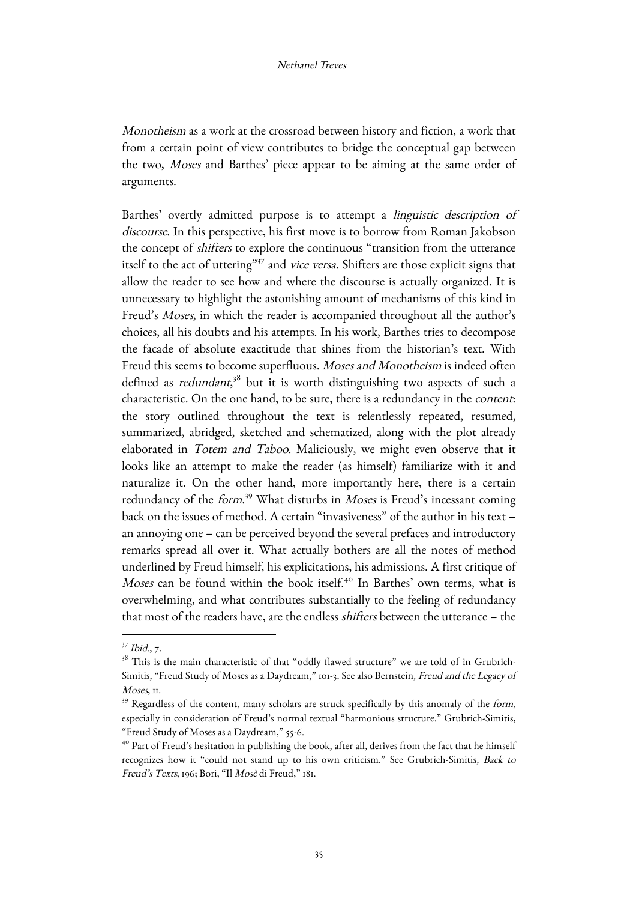*Monotheism* as a work at the crossroad between history and fiction, a work that from a certain point of view contributes to bridge the conceptual gap between the two, *Moses* and Barthes' piece appear to be aiming at the same order of arguments.

Barthes' overtly admitted purpose is to attempt a *linguistic description of discourse*. In this perspective, his first move is to borrow from Roman Jakobson the concept of *shifters* to explore the continuous "transition from the utterance itself to the act of uttering"[37] and *vice versa*. Shifters are those explicit signs that allow the reader to see how and where the discourse is actually organized. It is unnecessary to highlight the astonishing amount of mechanisms of this kind in Freud's *Moses*, in which the reader is accompanied throughout all the author's choices, all his doubts and his attempts. In his work, Barthes tries to decompose the facade of absolute exactitude that shines from the historian's text. With Freud this seems to become superfluous. *Moses and Monotheism* is indeed often defined as *redundant*,[38] but it is worth distinguishing two aspects of such a characteristic. On the one hand, to be sure, there is a redundancy in the *content*: the story outlined throughout the text is relentlessly repeated, resumed, summarized, abridged, sketched and schematized, along with the plot already elaborated in *Totem and Taboo*. Maliciously, we might even observe that it looks like an attempt to make the reader (as himself) familiarize with it and naturalize it. On the other hand, more importantly here, there is a certain redundancy of the *form*.[39] What disturbs in *Moses* is Freud's incessant coming back on the issues of method. A certain "invasiveness" of the author in his text – an annoying one – can be perceived beyond the several prefaces and introductory remarks spread all over it. What actually bothers are all the notes of method underlined by Freud himself, his explicitations, his admissions. A first critique of *Moses* can be found within the book itself.[40] In Barthes' own terms, what is overwhelming, and what contributes substantially to the feeling of redundancy that most of the readers have, are the endless *shifters* between the utterance – the

---

[37] *Ibid.*, 7.

[38] This is the main characteristic of that "oddly flawed structure" we are told of in Grubrich-Simitis, "Freud Study of Moses as a Daydream," 101-3. See also Bernstein, *Freud and the Legacy of Moses*, 11.

[39] Regardless of the content, many scholars are struck specifically by this anomaly of the *form*, especially in consideration of Freud's normal textual "harmonious structure." Grubrich-Simitis, "Freud Study of Moses as a Daydream," 55-6.

[40] Part of Freud's hesitation in publishing the book, after all, derives from the fact that he himself recognizes how it "could not stand up to his own criticism." See Grubrich-Simitis, *Back to Freud's Texts*, 196; Bori, "Il *Mosè* di Freud," 181.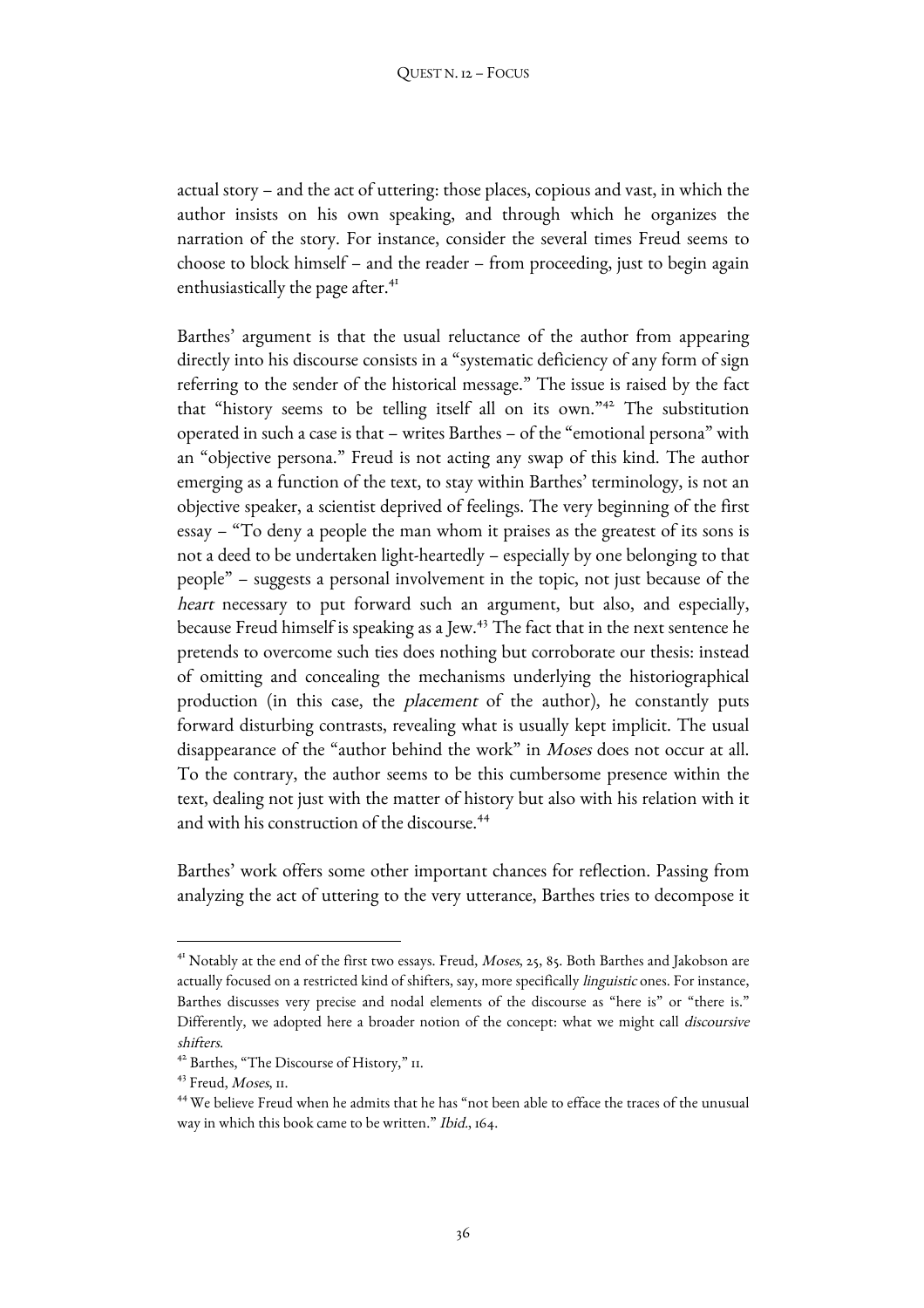actual story – and the act of uttering: those places, copious and vast, in which the author insists on his own speaking, and through which he organizes the narration of the story. For instance, consider the several times Freud seems to choose to block himself – and the reader – from proceeding, just to begin again enthusiastically the page after.[41]

Barthes' argument is that the usual reluctance of the author from appearing directly into his discourse consists in a "systematic deficiency of any form of sign referring to the sender of the historical message." The issue is raised by the fact that "history seems to be telling itself all on its own."[42] The substitution operated in such a case is that – writes Barthes – of the "emotional persona" with an "objective persona." Freud is not acting any swap of this kind. The author emerging as a function of the text, to stay within Barthes' terminology, is not an objective speaker, a scientist deprived of feelings. The very beginning of the first essay – "To deny a people the man whom it praises as the greatest of its sons is not a deed to be undertaken light-heartedly – especially by one belonging to that people" – suggests a personal involvement in the topic, not just because of the *heart* necessary to put forward such an argument, but also, and especially, because Freud himself is speaking as a Jew.[43] The fact that in the next sentence he pretends to overcome such ties does nothing but corroborate our thesis: instead of omitting and concealing the mechanisms underlying the historiographical production (in this case, the *placement* of the author), he constantly puts forward disturbing contrasts, revealing what is usually kept implicit. The usual disappearance of the "author behind the work" in *Moses* does not occur at all. To the contrary, the author seems to be this cumbersome presence within the text, dealing not just with the matter of history but also with his relation with it and with his construction of the discourse.[44]

Barthes' work offers some other important chances for reflection. Passing from analyzing the act of uttering to the very utterance, Barthes tries to decompose it

---

[41] Notably at the end of the first two essays. Freud, *Moses*, 25, 85. Both Barthes and Jakobson are actually focused on a restricted kind of shifters, say, more specifically *linguistic* ones. For instance, Barthes discusses very precise and nodal elements of the discourse as "here is" or "there is." Differently, we adopted here a broader notion of the concept: what we might call *discoursive shifters*.

[42] Barthes, "The Discourse of History," 11.

[43] Freud, *Moses*, 11.

[44] We believe Freud when he admits that he has "not been able to efface the traces of the unusual way in which this book came to be written." *Ibid.*, 164.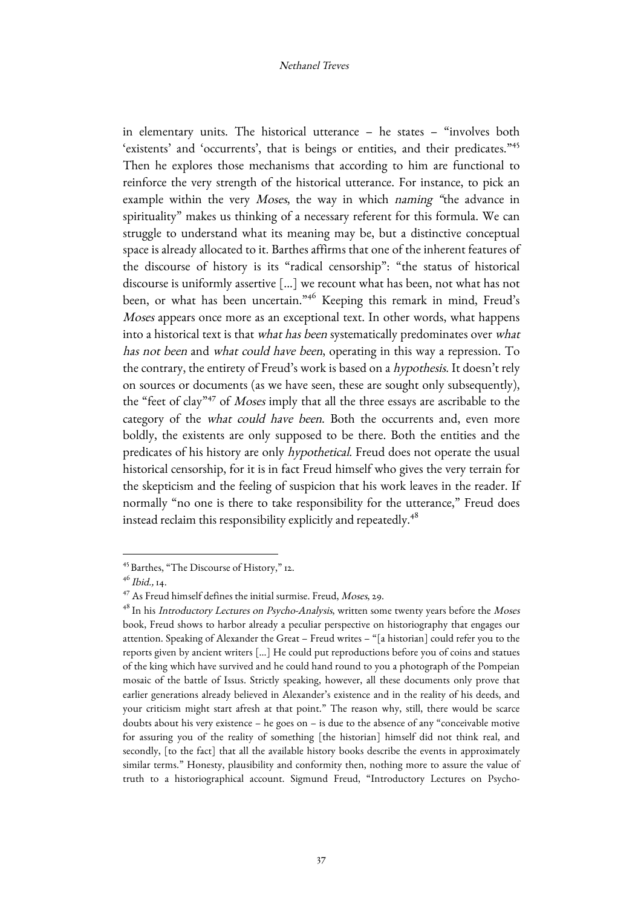in elementary units. The historical utterance – he states – "involves both 'existents' and 'occurrents', that is beings or entities, and their predicates."[45] Then he explores those mechanisms that according to him are functional to reinforce the very strength of the historical utterance. For instance, to pick an example within the very *Moses*, the way in which *naming* "the advance in spirituality" makes us thinking of a necessary referent for this formula. We can struggle to understand what its meaning may be, but a distinctive conceptual space is already allocated to it. Barthes affirms that one of the inherent features of the discourse of history is its "radical censorship": "the status of historical discourse is uniformly assertive […] we recount what has been, not what has not been, or what has been uncertain."[46] Keeping this remark in mind, Freud's *Moses* appears once more as an exceptional text. In other words, what happens into a historical text is that *what has been* systematically predominates over *what has not been* and *what could have been*, operating in this way a repression. To the contrary, the entirety of Freud's work is based on a *hypothesis*. It doesn't rely on sources or documents (as we have seen, these are sought only subsequently), the "feet of clay"[47] of *Moses* imply that all the three essays are ascribable to the category of the *what could have been*. Both the occurrents and, even more boldly, the existents are only supposed to be there. Both the entities and the predicates of his history are only *hypothetical*. Freud does not operate the usual historical censorship, for it is in fact Freud himself who gives the very terrain for the skepticism and the feeling of suspicion that his work leaves in the reader. If normally "no one is there to take responsibility for the utterance," Freud does instead reclaim this responsibility explicitly and repeatedly.[48]

---

[45] Barthes, "The Discourse of History," 12.

[46] *Ibid.*, 14.

[47] As Freud himself defines the initial surmise. Freud, *Moses*, 29.

[48] In his *Introductory Lectures on Psycho-Analysis*, written some twenty years before the *Moses* book, Freud shows to harbor already a peculiar perspective on historiography that engages our attention. Speaking of Alexander the Great – Freud writes – "[a historian] could refer you to the reports given by ancient writers […] He could put reproductions before you of coins and statues of the king which have survived and he could hand round to you a photograph of the Pompeian mosaic of the battle of Issus. Strictly speaking, however, all these documents only prove that earlier generations already believed in Alexander's existence and in the reality of his deeds, and your criticism might start afresh at that point." The reason why, still, there would be scarce doubts about his very existence – he goes on – is due to the absence of any "conceivable motive for assuring you of the reality of something [the historian] himself did not think real, and secondly, [to the fact] that all the available history books describe the events in approximately similar terms." Honesty, plausibility and conformity then, nothing more to assure the value of truth to a historiographical account. Sigmund Freud, "Introductory Lectures on Psycho-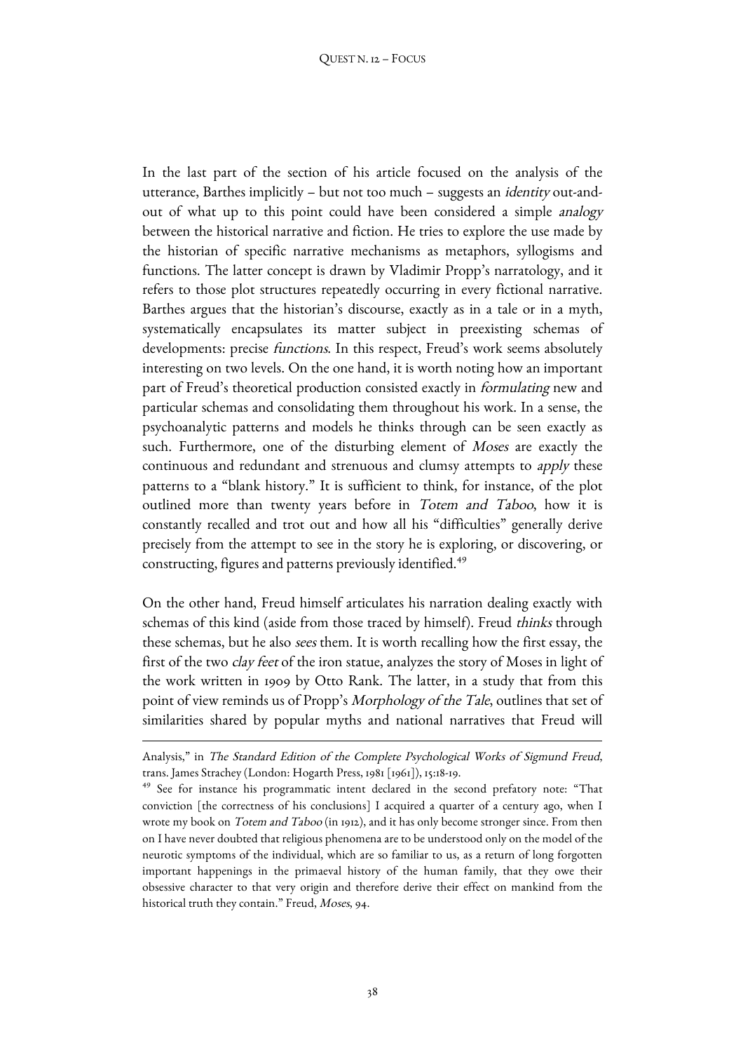In the last part of the section of his article focused on the analysis of the utterance, Barthes implicitly – but not too much – suggests an *identity* out-and-out of what up to this point could have been considered a simple *analogy* between the historical narrative and fiction. He tries to explore the use made by the historian of specific narrative mechanisms as metaphors, syllogisms and functions. The latter concept is drawn by Vladimir Propp's narratology, and it refers to those plot structures repeatedly occurring in every fictional narrative. Barthes argues that the historian's discourse, exactly as in a tale or in a myth, systematically encapsulates its matter subject in preexisting schemas of developments: precise *functions*. In this respect, Freud's work seems absolutely interesting on two levels. On the one hand, it is worth noting how an important part of Freud's theoretical production consisted exactly in *formulating* new and particular schemas and consolidating them throughout his work. In a sense, the psychoanalytic patterns and models he thinks through can be seen exactly as such. Furthermore, one of the disturbing element of *Moses* are exactly the continuous and redundant and strenuous and clumsy attempts to *apply* these patterns to a "blank history." It is sufficient to think, for instance, of the plot outlined more than twenty years before in *Totem and Taboo*, how it is constantly recalled and trot out and how all his "difficulties" generally derive precisely from the attempt to see in the story he is exploring, or discovering, or constructing, figures and patterns previously identified.[49]

On the other hand, Freud himself articulates his narration dealing exactly with schemas of this kind (aside from those traced by himself). Freud *thinks* through these schemas, but he also *sees* them. It is worth recalling how the first essay, the first of the two *clay feet* of the iron statue, analyzes the story of Moses in light of the work written in 1909 by Otto Rank. The latter, in a study that from this point of view reminds us of Propp's *Morphology of the Tale*, outlines that set of similarities shared by popular myths and national narratives that Freud will

---

Analysis," in *The Standard Edition of the Complete Psychological Works of Sigmund Freud*, trans. James Strachey (London: Hogarth Press, 1981 [1961]), 15:18-19.

[49] See for instance his programmatic intent declared in the second prefatory note: "That conviction [the correctness of his conclusions] I acquired a quarter of a century ago, when I wrote my book on *Totem and Taboo* (in 1912), and it has only become stronger since. From then on I have never doubted that religious phenomena are to be understood only on the model of the neurotic symptoms of the individual, which are so familiar to us, as a return of long forgotten important happenings in the primaeval history of the human family, that they owe their obsessive character to that very origin and therefore derive their effect on mankind from the historical truth they contain." Freud, *Moses*, 94.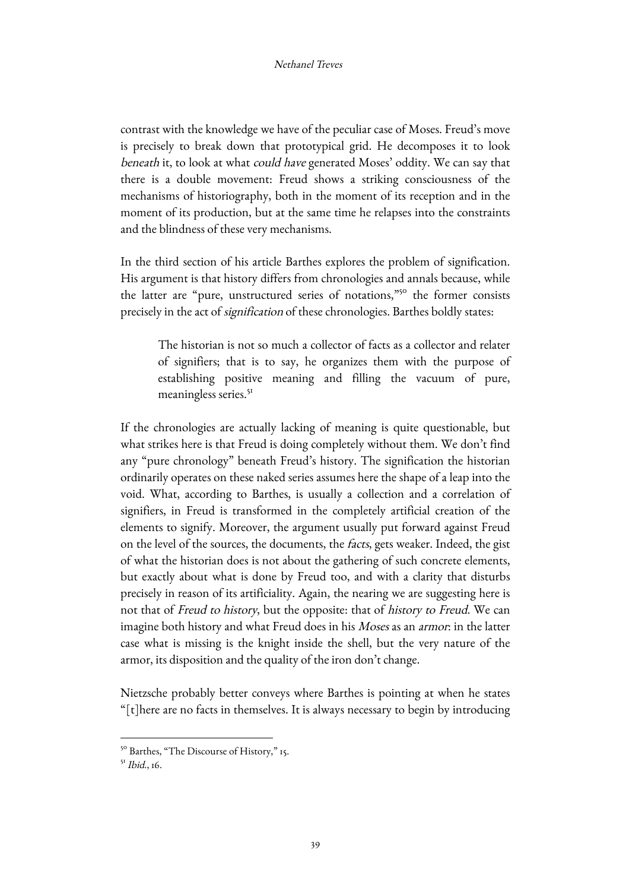contrast with the knowledge we have of the peculiar case of Moses. Freud's move is precisely to break down that prototypical grid. He decomposes it to look *beneath* it, to look at what *could have* generated Moses' oddity. We can say that there is a double movement: Freud shows a striking consciousness of the mechanisms of historiography, both in the moment of its reception and in the moment of its production, but at the same time he relapses into the constraints and the blindness of these very mechanisms.

In the third section of his article Barthes explores the problem of signification. His argument is that history differs from chronologies and annals because, while the latter are "pure, unstructured series of notations,"[50] the former consists precisely in the act of *signification* of these chronologies. Barthes boldly states:

> The historian is not so much a collector of facts as a collector and relater of signifiers; that is to say, he organizes them with the purpose of establishing positive meaning and filling the vacuum of pure, meaningless series.[51]

If the chronologies are actually lacking of meaning is quite questionable, but what strikes here is that Freud is doing completely without them. We don't find any "pure chronology" beneath Freud's history. The signification the historian ordinarily operates on these naked series assumes here the shape of a leap into the void. What, according to Barthes, is usually a collection and a correlation of signifiers, in Freud is transformed in the completely artificial creation of the elements to signify. Moreover, the argument usually put forward against Freud on the level of the sources, the documents, the *facts*, gets weaker. Indeed, the gist of what the historian does is not about the gathering of such concrete elements, but exactly about what is done by Freud too, and with a clarity that disturbs precisely in reason of its artificiality. Again, the nearing we are suggesting here is not that of *Freud to history*, but the opposite: that of *history to Freud*. We can imagine both history and what Freud does in his *Moses* as an *armor*: in the latter case what is missing is the knight inside the shell, but the very nature of the armor, its disposition and the quality of the iron don't change.

Nietzsche probably better conveys where Barthes is pointing at when he states "[t]here are no facts in themselves. It is always necessary to begin by introducing

---

[50] Barthes, "The Discourse of History," 15.

[51] *Ibid.*, 16.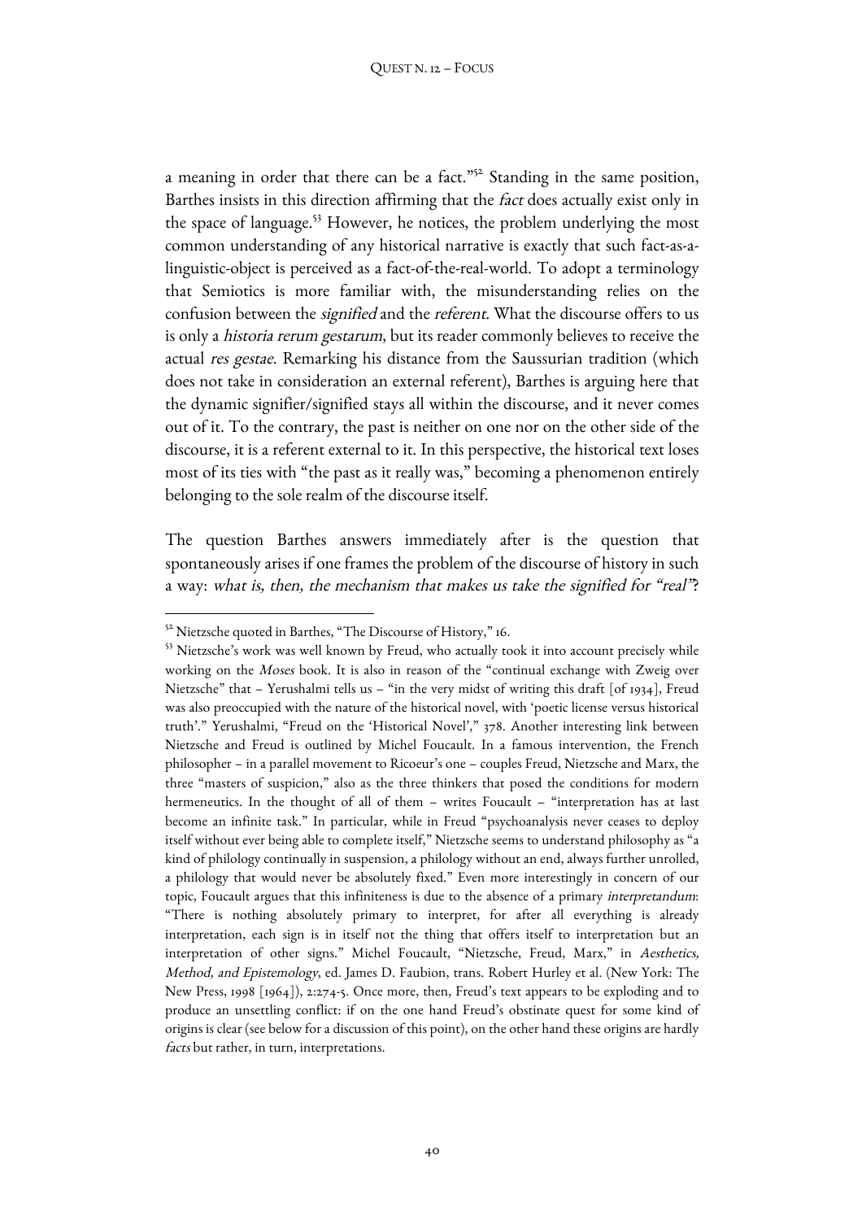a meaning in order that there can be a fact."[52] Standing in the same position, Barthes insists in this direction affirming that the *fact* does actually exist only in the space of language.[53] However, he notices, the problem underlying the most common understanding of any historical narrative is exactly that such fact-as-a-linguistic-object is perceived as a fact-of-the-real-world. To adopt a terminology that Semiotics is more familiar with, the misunderstanding relies on the confusion between the *signified* and the *referent*. What the discourse offers to us is only a *historia rerum gestarum*, but its reader commonly believes to receive the actual *res gestae*. Remarking his distance from the Saussurian tradition (which does not take in consideration an external referent), Barthes is arguing here that the dynamic signifier/signified stays all within the discourse, and it never comes out of it. To the contrary, the past is neither on one nor on the other side of the discourse, it is a referent external to it. In this perspective, the historical text loses most of its ties with "the past as it really was," becoming a phenomenon entirely belonging to the sole realm of the discourse itself.

The question Barthes answers immediately after is the question that spontaneously arises if one frames the problem of the discourse of history in such a way: *what is, then, the mechanism that makes us take the signified for "real"*?

---

[52] Nietzsche quoted in Barthes, "The Discourse of History," 16.

[53] Nietzsche's work was well known by Freud, who actually took it into account precisely while working on the *Moses* book. It is also in reason of the "continual exchange with Zweig over Nietzsche" that – Yerushalmi tells us – "in the very midst of writing this draft [of 1934], Freud was also preoccupied with the nature of the historical novel, with 'poetic license versus historical truth'." Yerushalmi, "Freud on the 'Historical Novel'," 378. Another interesting link between Nietzsche and Freud is outlined by Michel Foucault. In a famous intervention, the French philosopher – in a parallel movement to Ricoeur's one – couples Freud, Nietzsche and Marx, the three "masters of suspicion," also as the three thinkers that posed the conditions for modern hermeneutics. In the thought of all of them – writes Foucault – "interpretation has at last become an infinite task." In particular, while in Freud "psychoanalysis never ceases to deploy itself without ever being able to complete itself," Nietzsche seems to understand philosophy as "a kind of philology continually in suspension, a philology without an end, always further unrolled, a philology that would never be absolutely fixed." Even more interestingly in concern of our topic, Foucault argues that this infiniteness is due to the absence of a primary *interpretandum*: "There is nothing absolutely primary to interpret, for after all everything is already interpretation, each sign is in itself not the thing that offers itself to interpretation but an interpretation of other signs." Michel Foucault, "Nietzsche, Freud, Marx," in *Aesthetics, Method, and Epistemology*, ed. James D. Faubion, trans. Robert Hurley et al. (New York: The New Press, 1998 [1964]), 2:274-5. Once more, then, Freud's text appears to be exploding and to produce an unsettling conflict: if on the one hand Freud's obstinate quest for some kind of origins is clear (see below for a discussion of this point), on the other hand these origins are hardly *facts* but rather, in turn, interpretations.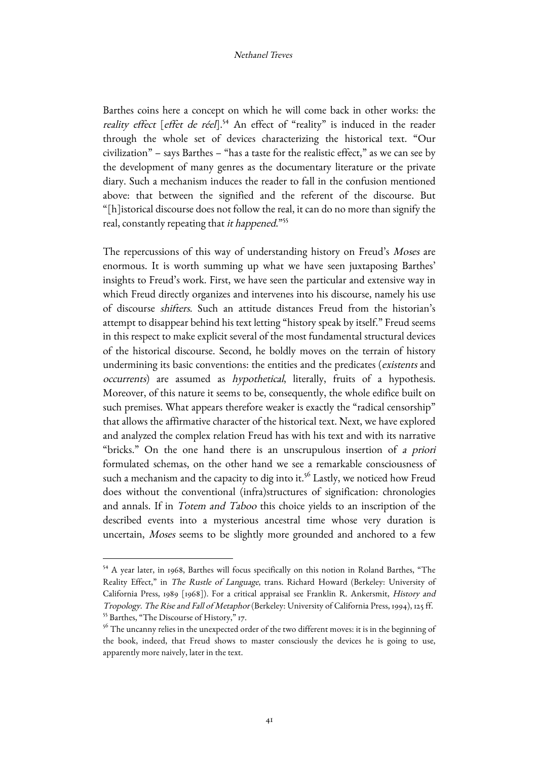Barthes coins here a concept on which he will come back in other works: the *reality effect* [*effet de réel*].[54] An effect of "reality" is induced in the reader through the whole set of devices characterizing the historical text. "Our civilization" – says Barthes – "has a taste for the realistic effect," as we can see by the development of many genres as the documentary literature or the private diary. Such a mechanism induces the reader to fall in the confusion mentioned above: that between the signified and the referent of the discourse. But "[h]istorical discourse does not follow the real, it can do no more than signify the real, constantly repeating that *it happened*."[55]

The repercussions of this way of understanding history on Freud's *Moses* are enormous. It is worth summing up what we have seen juxtaposing Barthes' insights to Freud's work. First, we have seen the particular and extensive way in which Freud directly organizes and intervenes into his discourse, namely his use of discourse *shifters*. Such an attitude distances Freud from the historian's attempt to disappear behind his text letting "history speak by itself." Freud seems in this respect to make explicit several of the most fundamental structural devices of the historical discourse. Second, he boldly moves on the terrain of history undermining its basic conventions: the entities and the predicates (*existents* and *occurrents*) are assumed as *hypothetical*, literally, fruits of a hypothesis. Moreover, of this nature it seems to be, consequently, the whole edifice built on such premises. What appears therefore weaker is exactly the "radical censorship" that allows the affirmative character of the historical text. Next, we have explored and analyzed the complex relation Freud has with his text and with its narrative "bricks." On the one hand there is an unscrupulous insertion of *a priori* formulated schemas, on the other hand we see a remarkable consciousness of such a mechanism and the capacity to dig into it.[56] Lastly, we noticed how Freud does without the conventional (infra)structures of signification: chronologies and annals. If in *Totem and Taboo* this choice yields to an inscription of the described events into a mysterious ancestral time whose very duration is uncertain, *Moses* seems to be slightly more grounded and anchored to a few

---

[54] A year later, in 1968, Barthes will focus specifically on this notion in Roland Barthes, "The Reality Effect," in *The Rustle of Language*, trans. Richard Howard (Berkeley: University of California Press, 1989 [1968]). For a critical appraisal see Franklin R. Ankersmit, *History and Tropology. The Rise and Fall of Metaphor* (Berkeley: University of California Press, 1994), 125 ff.

[55] Barthes, "The Discourse of History," 17.

[56] The uncanny relies in the unexpected order of the two different moves: it is in the beginning of the book, indeed, that Freud shows to master consciously the devices he is going to use, apparently more naively, later in the text.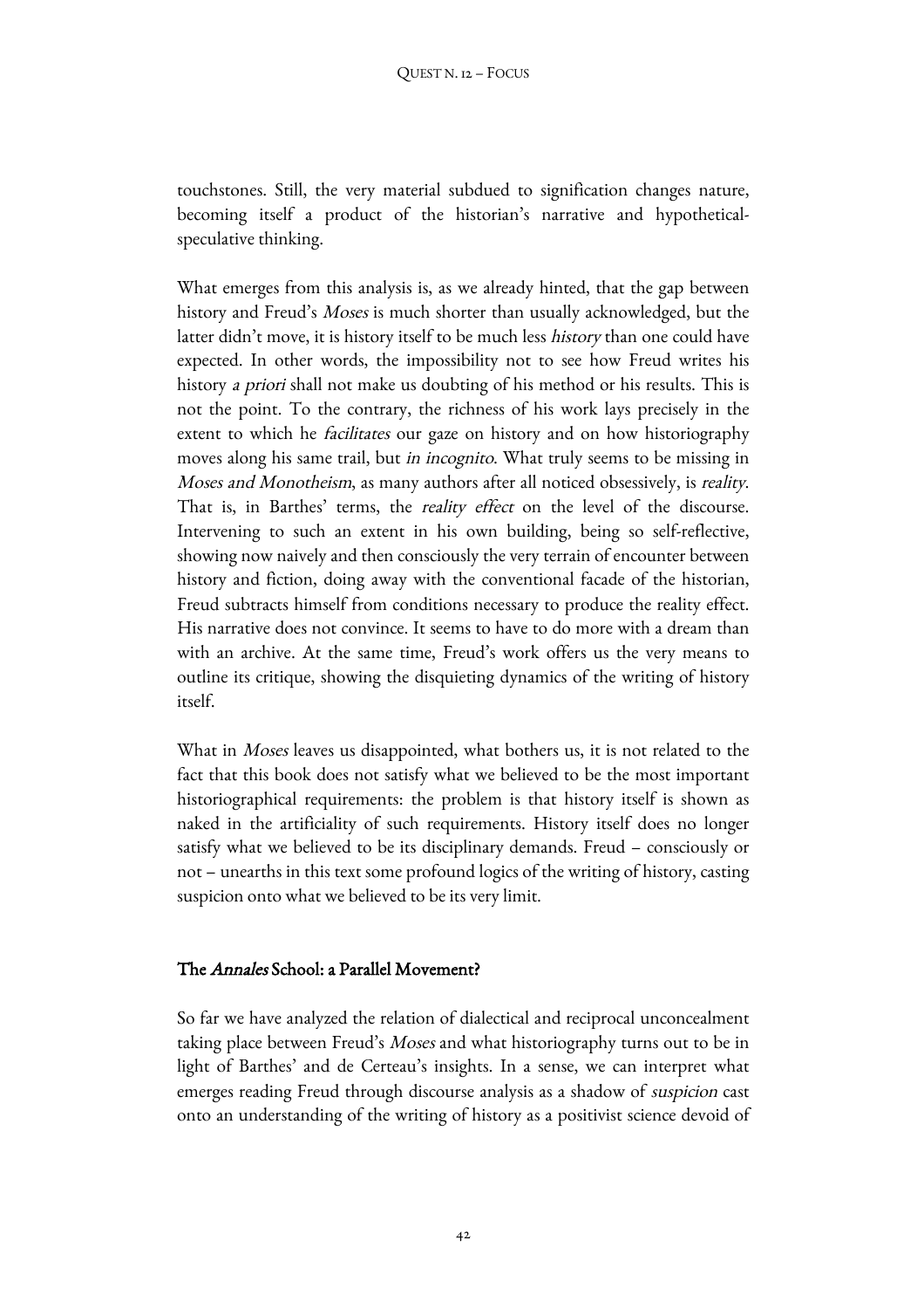touchstones. Still, the very material subdued to signification changes nature, becoming itself a product of the historian's narrative and hypothetical-speculative thinking.

What emerges from this analysis is, as we already hinted, that the gap between history and Freud's *Moses* is much shorter than usually acknowledged, but the latter didn't move, it is history itself to be much less *history* than one could have expected. In other words, the impossibility not to see how Freud writes his history *a priori* shall not make us doubting of his method or his results. This is not the point. To the contrary, the richness of his work lays precisely in the extent to which he *facilitates* our gaze on history and on how historiography moves along his same trail, but *in incognito*. What truly seems to be missing in *Moses and Monotheism*, as many authors after all noticed obsessively, is *reality*. That is, in Barthes' terms, the *reality effect* on the level of the discourse. Intervening to such an extent in his own building, being so self-reflective, showing now naively and then consciously the very terrain of encounter between history and fiction, doing away with the conventional facade of the historian, Freud subtracts himself from conditions necessary to produce the reality effect. His narrative does not convince. It seems to have to do more with a dream than with an archive. At the same time, Freud's work offers us the very means to outline its critique, showing the disquieting dynamics of the writing of history itself.

What in *Moses* leaves us disappointed, what bothers us, it is not related to the fact that this book does not satisfy what we believed to be the most important historiographical requirements: the problem is that history itself is shown as naked in the artificiality of such requirements. History itself does no longer satisfy what we believed to be its disciplinary demands. Freud – consciously or not – unearths in this text some profound logics of the writing of history, casting suspicion onto what we believed to be its very limit.

## The *Annales* School: a Parallel Movement?

So far we have analyzed the relation of dialectical and reciprocal unconcealment taking place between Freud's *Moses* and what historiography turns out to be in light of Barthes' and de Certeau's insights. In a sense, we can interpret what emerges reading Freud through discourse analysis as a shadow of *suspicion* cast onto an understanding of the writing of history as a positivist science devoid of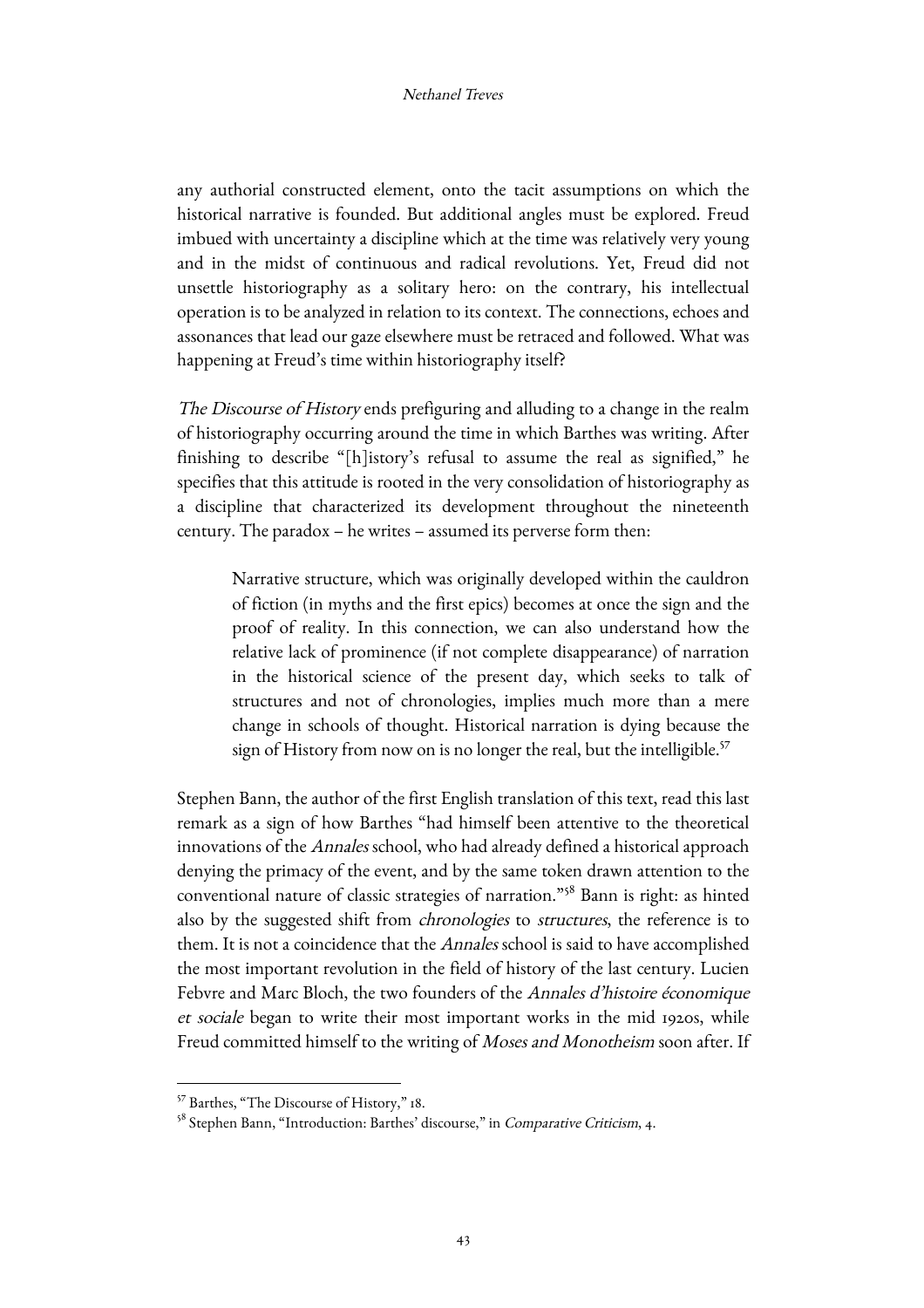any authorial constructed element, onto the tacit assumptions on which the historical narrative is founded. But additional angles must be explored. Freud imbued with uncertainty a discipline which at the time was relatively very young and in the midst of continuous and radical revolutions. Yet, Freud did not unsettle historiography as a solitary hero: on the contrary, his intellectual operation is to be analyzed in relation to its context. The connections, echoes and assonances that lead our gaze elsewhere must be retraced and followed. What was happening at Freud's time within historiography itself?

*The Discourse of History* ends prefiguring and alluding to a change in the realm of historiography occurring around the time in which Barthes was writing. After finishing to describe "[h]istory's refusal to assume the real as signified," he specifies that this attitude is rooted in the very consolidation of historiography as a discipline that characterized its development throughout the nineteenth century. The paradox – he writes – assumed its perverse form then:

> Narrative structure, which was originally developed within the cauldron of fiction (in myths and the first epics) becomes at once the sign and the proof of reality. In this connection, we can also understand how the relative lack of prominence (if not complete disappearance) of narration in the historical science of the present day, which seeks to talk of structures and not of chronologies, implies much more than a mere change in schools of thought. Historical narration is dying because the sign of History from now on is no longer the real, but the intelligible.[57]

Stephen Bann, the author of the first English translation of this text, read this last remark as a sign of how Barthes "had himself been attentive to the theoretical innovations of the *Annales* school, who had already defined a historical approach denying the primacy of the event, and by the same token drawn attention to the conventional nature of classic strategies of narration."[58] Bann is right: as hinted also by the suggested shift from *chronologies* to *structures*, the reference is to them. It is not a coincidence that the *Annales* school is said to have accomplished the most important revolution in the field of history of the last century. Lucien Febvre and Marc Bloch, the two founders of the *Annales d'histoire économique et sociale* began to write their most important works in the mid 1920s, while Freud committed himself to the writing of *Moses and Monotheism* soon after. If

[57] Barthes, "The Discourse of History," 18.

[58] Stephen Bann, "Introduction: Barthes' discourse," in *Comparative Criticism*, 4.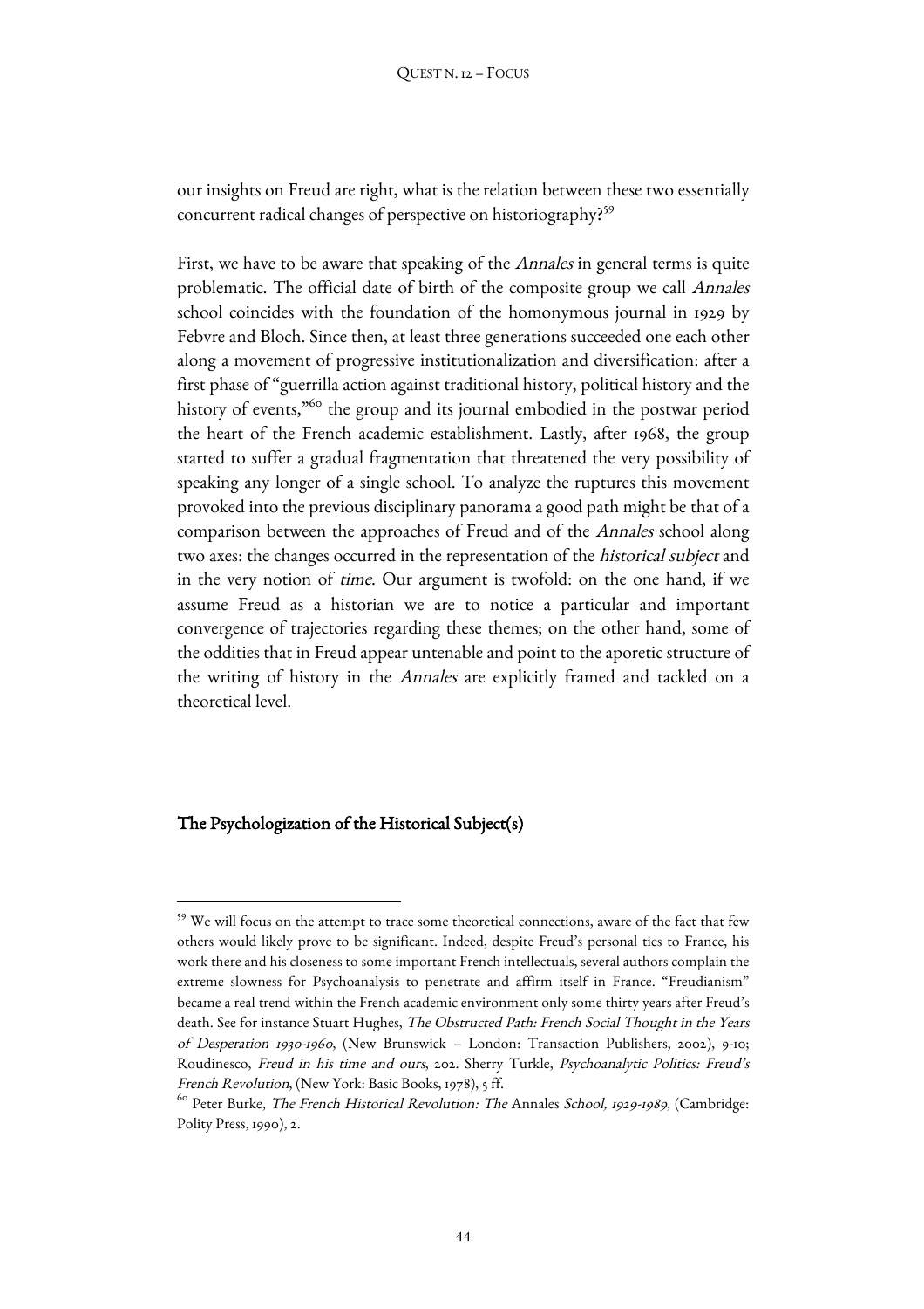our insights on Freud are right, what is the relation between these two essentially concurrent radical changes of perspective on historiography?[59]

First, we have to be aware that speaking of the *Annales* in general terms is quite problematic. The official date of birth of the composite group we call *Annales* school coincides with the foundation of the homonymous journal in 1929 by Febvre and Bloch. Since then, at least three generations succeeded one each other along a movement of progressive institutionalization and diversification: after a first phase of "guerrilla action against traditional history, political history and the history of events,"[60] the group and its journal embodied in the postwar period the heart of the French academic establishment. Lastly, after 1968, the group started to suffer a gradual fragmentation that threatened the very possibility of speaking any longer of a single school. To analyze the ruptures this movement provoked into the previous disciplinary panorama a good path might be that of a comparison between the approaches of Freud and of the *Annales* school along two axes: the changes occurred in the representation of the *historical subject* and in the very notion of *time*. Our argument is twofold: on the one hand, if we assume Freud as a historian we are to notice a particular and important convergence of trajectories regarding these themes; on the other hand, some of the oddities that in Freud appear untenable and point to the aporetic structure of the writing of history in the *Annales* are explicitly framed and tackled on a theoretical level.

## The Psychologization of the Historical Subject(s)

---

[59] We will focus on the attempt to trace some theoretical connections, aware of the fact that few others would likely prove to be significant. Indeed, despite Freud's personal ties to France, his work there and his closeness to some important French intellectuals, several authors complain the extreme slowness for Psychoanalysis to penetrate and affirm itself in France. "Freudianism" became a real trend within the French academic environment only some thirty years after Freud's death. See for instance Stuart Hughes, *The Obstructed Path: French Social Thought in the Years of Desperation 1930-1960*, (New Brunswick – London: Transaction Publishers, 2002), 9-10; Roudinesco, *Freud in his time and ours*, 202. Sherry Turkle, *Psychoanalytic Politics: Freud's French Revolution*, (New York: Basic Books, 1978), 5 ff.

[60] Peter Burke, *The French Historical Revolution: The* Annales *School, 1929-1989*, (Cambridge: Polity Press, 1990), 2.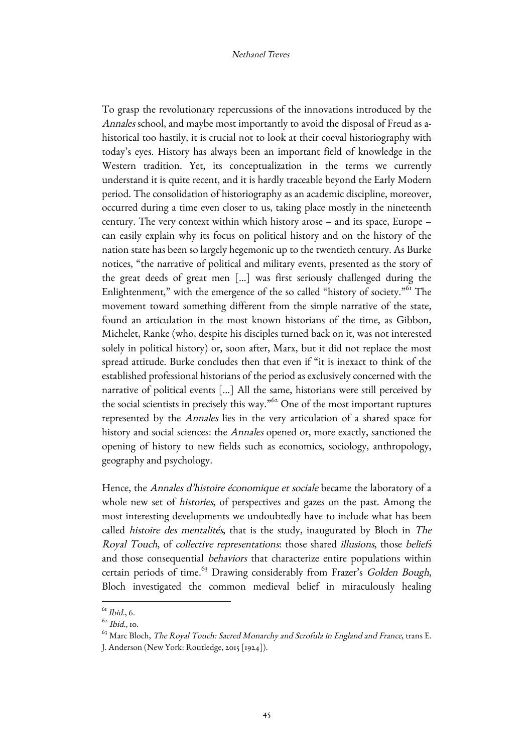To grasp the revolutionary repercussions of the innovations introduced by the *Annales* school, and maybe most importantly to avoid the disposal of Freud as a-historical too hastily, it is crucial not to look at their coeval historiography with today's eyes. History has always been an important field of knowledge in the Western tradition. Yet, its conceptualization in the terms we currently understand it is quite recent, and it is hardly traceable beyond the Early Modern period. The consolidation of historiography as an academic discipline, moreover, occurred during a time even closer to us, taking place mostly in the nineteenth century. The very context within which history arose – and its space, Europe – can easily explain why its focus on political history and on the history of the nation state has been so largely hegemonic up to the twentieth century. As Burke notices, "the narrative of political and military events, presented as the story of the great deeds of great men [...] was first seriously challenged during the Enlightenment," with the emergence of the so called "history of society."[61] The movement toward something different from the simple narrative of the state, found an articulation in the most known historians of the time, as Gibbon, Michelet, Ranke (who, despite his disciples turned back on it, was not interested solely in political history) or, soon after, Marx, but it did not replace the most spread attitude. Burke concludes then that even if "it is inexact to think of the established professional historians of the period as exclusively concerned with the narrative of political events [...] All the same, historians were still perceived by the social scientists in precisely this way."[62] One of the most important ruptures represented by the *Annales* lies in the very articulation of a shared space for history and social sciences: the *Annales* opened or, more exactly, sanctioned the opening of history to new fields such as economics, sociology, anthropology, geography and psychology.

Hence, the *Annales d'histoire économique et sociale* became the laboratory of a whole new set of *histories*, of perspectives and gazes on the past. Among the most interesting developments we undoubtedly have to include what has been called *histoire des mentalités*, that is the study, inaugurated by Bloch in *The Royal Touch*, of *collective representations*: those shared *illusions*, those *beliefs* and those consequential *behaviors* that characterize entire populations within certain periods of time.[63] Drawing considerably from Frazer's *Golden Bough*, Bloch investigated the common medieval belief in miraculously healing

---

[61] *Ibid.*, 6.

[62] *Ibid.*, 10.

[63] Marc Bloch, *The Royal Touch: Sacred Monarchy and Scrofula in England and France*, trans E. J. Anderson (New York: Routledge, 2015 [1924]).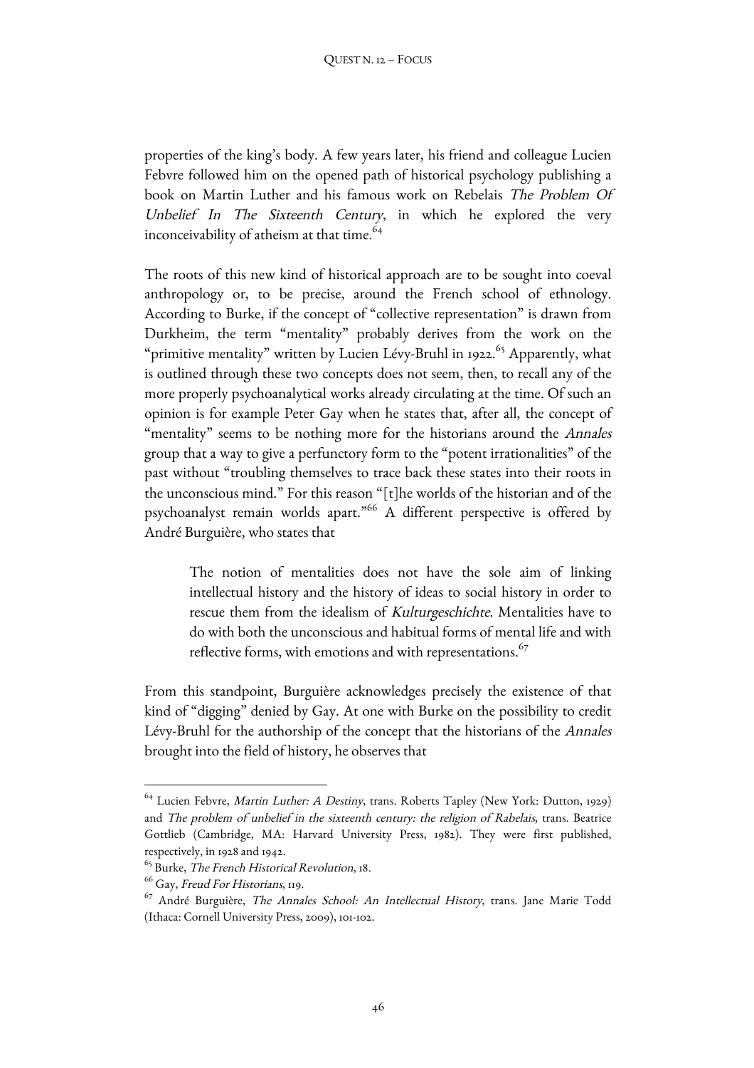properties of the king's body. A few years later, his friend and colleague Lucien Febvre followed him on the opened path of historical psychology publishing a book on Martin Luther and his famous work on Rebelais *The Problem Of Unbelief In The Sixteenth Century*, in which he explored the very inconceivability of atheism at that time.[64]

The roots of this new kind of historical approach are to be sought into coeval anthropology or, to be precise, around the French school of ethnology. According to Burke, if the concept of "collective representation" is drawn from Durkheim, the term "mentality" probably derives from the work on the "primitive mentality" written by Lucien Lévy-Bruhl in 1922.[65] Apparently, what is outlined through these two concepts does not seem, then, to recall any of the more properly psychoanalytical works already circulating at the time. Of such an opinion is for example Peter Gay when he states that, after all, the concept of "mentality" seems to be nothing more for the historians around the *Annales* group that a way to give a perfunctory form to the "potent irrationalities" of the past without "troubling themselves to trace back these states into their roots in the unconscious mind." For this reason "[t]he worlds of the historian and of the psychoanalyst remain worlds apart."[66] A different perspective is offered by André Burguière, who states that

> The notion of mentalities does not have the sole aim of linking intellectual history and the history of ideas to social history in order to rescue them from the idealism of *Kulturgeschichte*. Mentalities have to do with both the unconscious and habitual forms of mental life and with reflective forms, with emotions and with representations.[67]

From this standpoint, Burguière acknowledges precisely the existence of that kind of "digging" denied by Gay. At one with Burke on the possibility to credit Lévy-Bruhl for the authorship of the concept that the historians of the *Annales* brought into the field of history, he observes that

---

[64] Lucien Febvre, *Martin Luther: A Destiny*, trans. Roberts Tapley (New York: Dutton, 1929) and *The problem of unbelief in the sixteenth century: the religion of Rabelais*, trans. Beatrice Gottlieb (Cambridge, MA: Harvard University Press, 1982). They were first published, respectively, in 1928 and 1942.

[65] Burke, *The French Historical Revolution*, 18.

[66] Gay, *Freud For Historians*, 119.

[67] André Burguière, *The Annales School: An Intellectual History*, trans. Jane Marie Todd (Ithaca: Cornell University Press, 2009), 101-102.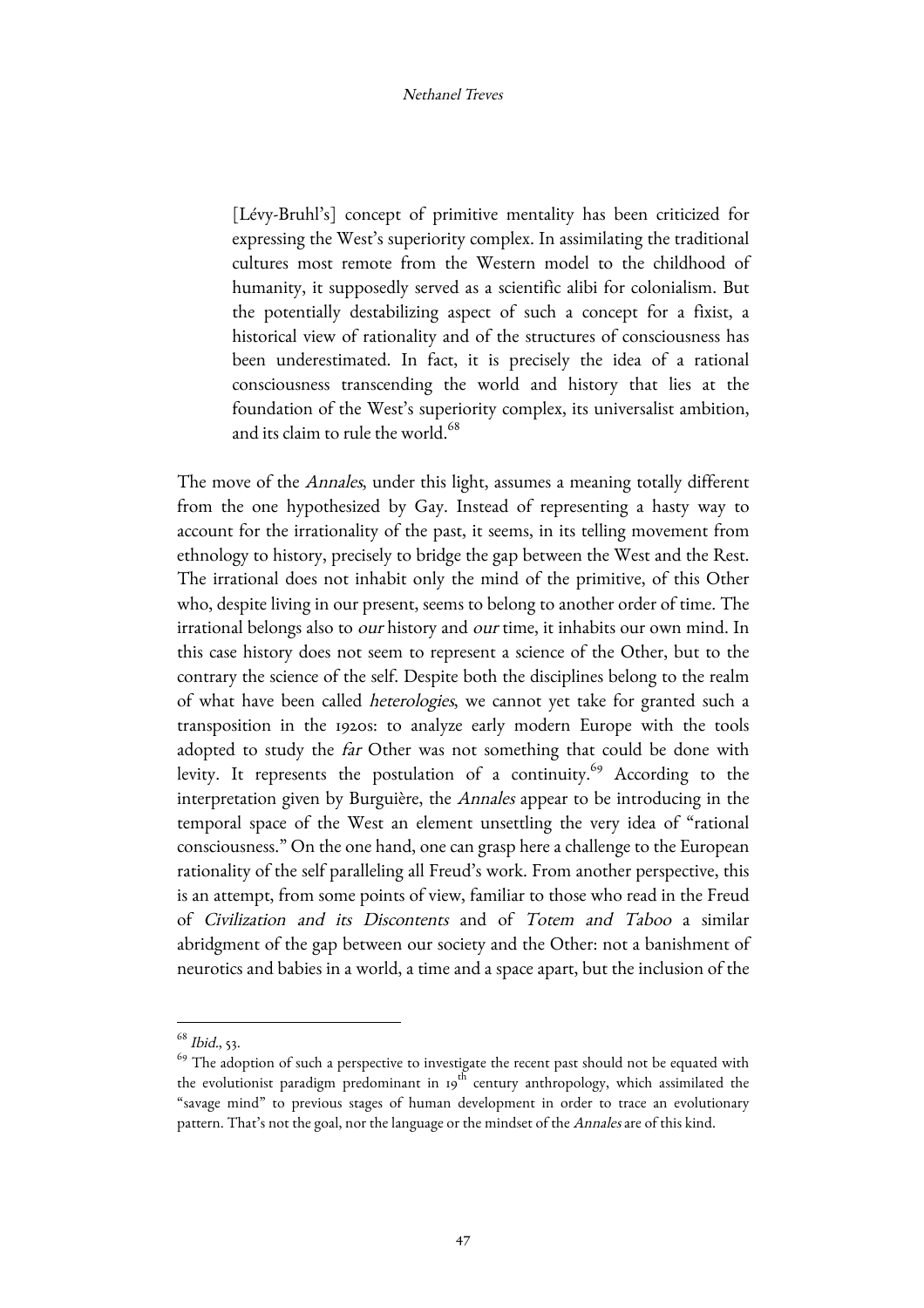> [Lévy-Bruhl's] concept of primitive mentality has been criticized for expressing the West's superiority complex. In assimilating the traditional cultures most remote from the Western model to the childhood of humanity, it supposedly served as a scientific alibi for colonialism. But the potentially destabilizing aspect of such a concept for a fixist, a historical view of rationality and of the structures of consciousness has been underestimated. In fact, it is precisely the idea of a rational consciousness transcending the world and history that lies at the foundation of the West's superiority complex, its universalist ambition, and its claim to rule the world.[68]

The move of the *Annales*, under this light, assumes a meaning totally different from the one hypothesized by Gay. Instead of representing a hasty way to account for the irrationality of the past, it seems, in its telling movement from ethnology to history, precisely to bridge the gap between the West and the Rest. The irrational does not inhabit only the mind of the primitive, of this Other who, despite living in our present, seems to belong to another order of time. The irrational belongs also to *our* history and *our* time, it inhabits our own mind. In this case history does not seem to represent a science of the Other, but to the contrary the science of the self. Despite both the disciplines belong to the realm of what have been called *heterologies*, we cannot yet take for granted such a transposition in the 1920s: to analyze early modern Europe with the tools adopted to study the *far* Other was not something that could be done with levity. It represents the postulation of a continuity.[69] According to the interpretation given by Burguière, the *Annales* appear to be introducing in the temporal space of the West an element unsettling the very idea of "rational consciousness." On the one hand, one can grasp here a challenge to the European rationality of the self paralleling all Freud's work. From another perspective, this is an attempt, from some points of view, familiar to those who read in the Freud of *Civilization and its Discontents* and of *Totem and Taboo* a similar abridgment of the gap between our society and the Other: not a banishment of neurotics and babies in a world, a time and a space apart, but the inclusion of the

[68] *Ibid.*, 53.

[69] The adoption of such a perspective to investigate the recent past should not be equated with the evolutionist paradigm predominant in 19th century anthropology, which assimilated the "savage mind" to previous stages of human development in order to trace an evolutionary pattern. That's not the goal, nor the language or the mindset of the *Annales* are of this kind.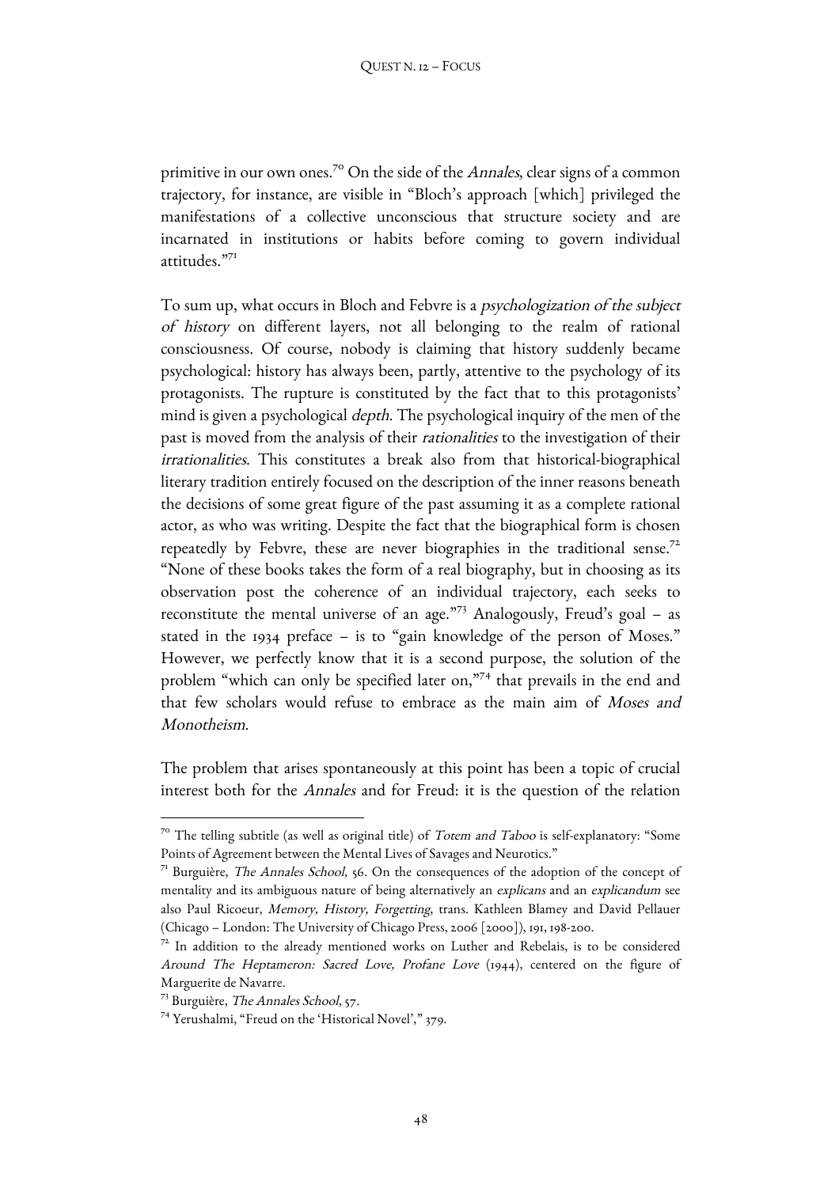primitive in our own ones.[70] On the side of the *Annales*, clear signs of a common trajectory, for instance, are visible in "Bloch's approach [which] privileged the manifestations of a collective unconscious that structure society and are incarnated in institutions or habits before coming to govern individual attitudes."[71]

To sum up, what occurs in Bloch and Febvre is a *psychologization of the subject of history* on different layers, not all belonging to the realm of rational consciousness. Of course, nobody is claiming that history suddenly became psychological: history has always been, partly, attentive to the psychology of its protagonists. The rupture is constituted by the fact that to this protagonists' mind is given a psychological *depth*. The psychological inquiry of the men of the past is moved from the analysis of their *rationalities* to the investigation of their *irrationalities*. This constitutes a break also from that historical-biographical literary tradition entirely focused on the description of the inner reasons beneath the decisions of some great figure of the past assuming it as a complete rational actor, as who was writing. Despite the fact that the biographical form is chosen repeatedly by Febvre, these are never biographies in the traditional sense.[72] "None of these books takes the form of a real biography, but in choosing as its observation post the coherence of an individual trajectory, each seeks to reconstitute the mental universe of an age."[73] Analogously, Freud's goal – as stated in the 1934 preface – is to "gain knowledge of the person of Moses." However, we perfectly know that it is a second purpose, the solution of the problem "which can only be specified later on,"[74] that prevails in the end and that few scholars would refuse to embrace as the main aim of *Moses and Monotheism*.

The problem that arises spontaneously at this point has been a topic of crucial interest both for the *Annales* and for Freud: it is the question of the relation

---

[70] The telling subtitle (as well as original title) of *Totem and Taboo* is self-explanatory: "Some Points of Agreement between the Mental Lives of Savages and Neurotics."

[71] Burguière, *The Annales School*, 56. On the consequences of the adoption of the concept of mentality and its ambiguous nature of being alternatively an *explicans* and an *explicandum* see also Paul Ricoeur, *Memory, History, Forgetting*, trans. Kathleen Blamey and David Pellauer (Chicago – London: The University of Chicago Press, 2006 [2000]), 191, 198-200.

[72] In addition to the already mentioned works on Luther and Rebelais, is to be considered *Around The Heptameron: Sacred Love, Profane Love* (1944), centered on the figure of Marguerite de Navarre.

[73] Burguière, *The Annales School*, 57.

[74] Yerushalmi, "Freud on the 'Historical Novel'," 379.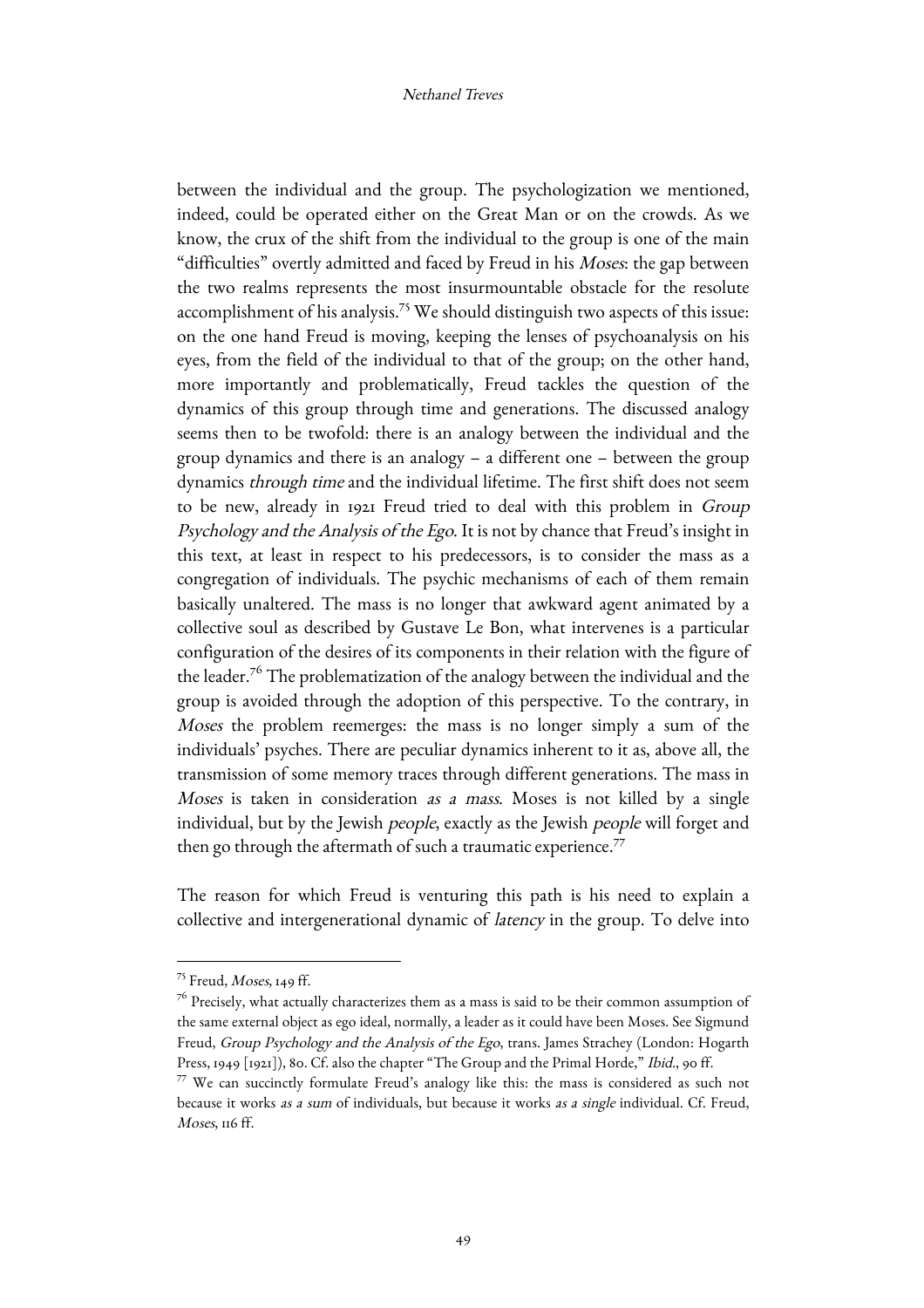between the individual and the group. The psychologization we mentioned, indeed, could be operated either on the Great Man or on the crowds. As we know, the crux of the shift from the individual to the group is one of the main "difficulties" overtly admitted and faced by Freud in his *Moses*: the gap between the two realms represents the most insurmountable obstacle for the resolute accomplishment of his analysis.[75] We should distinguish two aspects of this issue: on the one hand Freud is moving, keeping the lenses of psychoanalysis on his eyes, from the field of the individual to that of the group; on the other hand, more importantly and problematically, Freud tackles the question of the dynamics of this group through time and generations. The discussed analogy seems then to be twofold: there is an analogy between the individual and the group dynamics and there is an analogy – a different one – between the group dynamics *through time* and the individual lifetime. The first shift does not seem to be new, already in 1921 Freud tried to deal with this problem in *Group Psychology and the Analysis of the Ego*. It is not by chance that Freud's insight in this text, at least in respect to his predecessors, is to consider the mass as a congregation of individuals. The psychic mechanisms of each of them remain basically unaltered. The mass is no longer that awkward agent animated by a collective soul as described by Gustave Le Bon, what intervenes is a particular configuration of the desires of its components in their relation with the figure of the leader.[76] The problematization of the analogy between the individual and the group is avoided through the adoption of this perspective. To the contrary, in *Moses* the problem reemerges: the mass is no longer simply a sum of the individuals' psyches. There are peculiar dynamics inherent to it as, above all, the transmission of some memory traces through different generations. The mass in *Moses* is taken in consideration *as a mass*. Moses is not killed by a single individual, but by the Jewish *people*, exactly as the Jewish *people* will forget and then go through the aftermath of such a traumatic experience.[77]

The reason for which Freud is venturing this path is his need to explain a collective and intergenerational dynamic of *latency* in the group. To delve into

---

[75] Freud, *Moses*, 149 ff.

[76] Precisely, what actually characterizes them as a mass is said to be their common assumption of the same external object as ego ideal, normally, a leader as it could have been Moses. See Sigmund Freud, *Group Psychology and the Analysis of the Ego*, trans. James Strachey (London: Hogarth Press, 1949 [1921]), 80. Cf. also the chapter "The Group and the Primal Horde," *Ibid.*, 90 ff.

[77] We can succinctly formulate Freud's analogy like this: the mass is considered as such not because it works *as a sum* of individuals, but because it works *as a single* individual. Cf. Freud, *Moses*, 116 ff.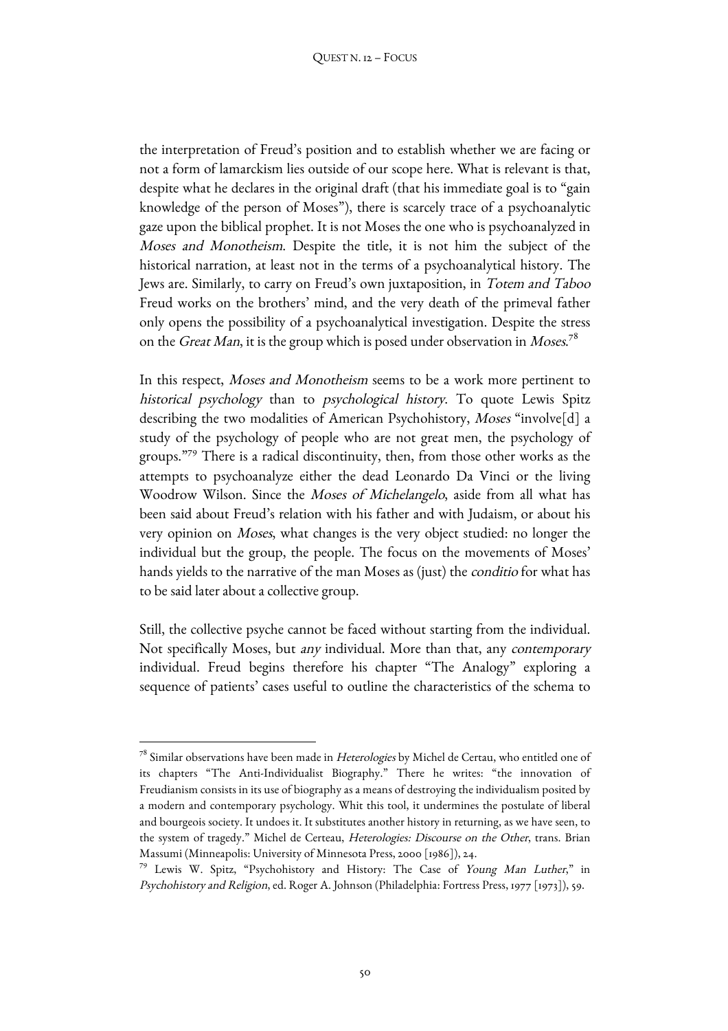the interpretation of Freud's position and to establish whether we are facing or not a form of lamarckism lies outside of our scope here. What is relevant is that, despite what he declares in the original draft (that his immediate goal is to "gain knowledge of the person of Moses"), there is scarcely trace of a psychoanalytic gaze upon the biblical prophet. It is not Moses the one who is psychoanalyzed in *Moses and Monotheism*. Despite the title, it is not him the subject of the historical narration, at least not in the terms of a psychoanalytical history. The Jews are. Similarly, to carry on Freud's own juxtaposition, in *Totem and Taboo* Freud works on the brothers' mind, and the very death of the primeval father only opens the possibility of a psychoanalytical investigation. Despite the stress on the *Great Man*, it is the group which is posed under observation in *Moses*.[78]

In this respect, *Moses and Monotheism* seems to be a work more pertinent to *historical psychology* than to *psychological history*. To quote Lewis Spitz describing the two modalities of American Psychohistory, *Moses* "involve[d] a study of the psychology of people who are not great men, the psychology of groups."[79] There is a radical discontinuity, then, from those other works as the attempts to psychoanalyze either the dead Leonardo Da Vinci or the living Woodrow Wilson. Since the *Moses of Michelangelo*, aside from all what has been said about Freud's relation with his father and with Judaism, or about his very opinion on *Moses*, what changes is the very object studied: no longer the individual but the group, the people. The focus on the movements of Moses' hands yields to the narrative of the man Moses as (just) the *conditio* for what has to be said later about a collective group.

Still, the collective psyche cannot be faced without starting from the individual. Not specifically Moses, but *any* individual. More than that, any *contemporary* individual. Freud begins therefore his chapter "The Analogy" exploring a sequence of patients' cases useful to outline the characteristics of the schema to

---

[78] Similar observations have been made in *Heterologies* by Michel de Certau, who entitled one of its chapters "The Anti-Individualist Biography." There he writes: "the innovation of Freudianism consists in its use of biography as a means of destroying the individualism posited by a modern and contemporary psychology. Whit this tool, it undermines the postulate of liberal and bourgeois society. It undoes it. It substitutes another history in returning, as we have seen, to the system of tragedy." Michel de Certeau, *Heterologies: Discourse on the Other*, trans. Brian Massumi (Minneapolis: University of Minnesota Press, 2000 [1986]), 24.

[79] Lewis W. Spitz, "Psychohistory and History: The Case of *Young Man Luther*," in *Psychohistory and Religion*, ed. Roger A. Johnson (Philadelphia: Fortress Press, 1977 [1973]), 59.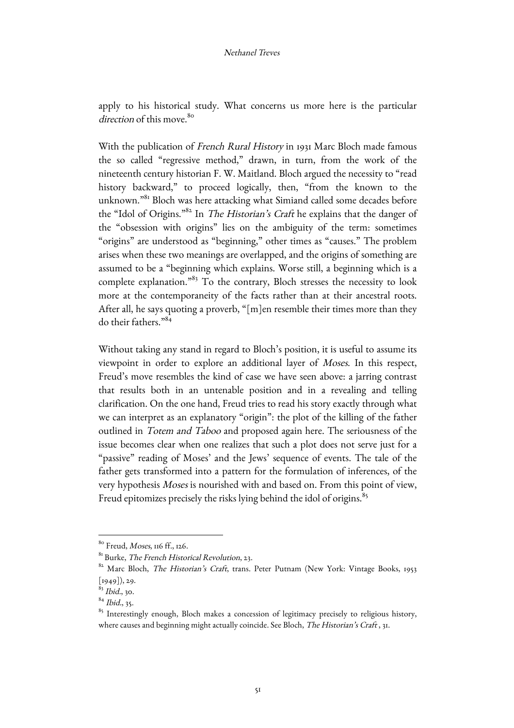apply to his historical study. What concerns us more here is the particular *direction* of this move.[80]

With the publication of *French Rural History* in 1931 Marc Bloch made famous the so called "regressive method," drawn, in turn, from the work of the nineteenth century historian F. W. Maitland. Bloch argued the necessity to "read history backward," to proceed logically, then, "from the known to the unknown."[81] Bloch was here attacking what Simiand called some decades before the "Idol of Origins."[82] In *The Historian's Craft* he explains that the danger of the "obsession with origins" lies on the ambiguity of the term: sometimes "origins" are understood as "beginning," other times as "causes." The problem arises when these two meanings are overlapped, and the origins of something are assumed to be a "beginning which explains. Worse still, a beginning which is a complete explanation."[83] To the contrary, Bloch stresses the necessity to look more at the contemporaneity of the facts rather than at their ancestral roots. After all, he says quoting a proverb, "[m]en resemble their times more than they do their fathers."[84]

Without taking any stand in regard to Bloch's position, it is useful to assume its viewpoint in order to explore an additional layer of *Moses*. In this respect, Freud's move resembles the kind of case we have seen above: a jarring contrast that results both in an untenable position and in a revealing and telling clarification. On the one hand, Freud tries to read his story exactly through what we can interpret as an explanatory "origin": the plot of the killing of the father outlined in *Totem and Taboo* and proposed again here. The seriousness of the issue becomes clear when one realizes that such a plot does not serve just for a "passive" reading of Moses' and the Jews' sequence of events. The tale of the father gets transformed into a pattern for the formulation of inferences, of the very hypothesis *Moses* is nourished with and based on. From this point of view, Freud epitomizes precisely the risks lying behind the idol of origins.[85]

---

[80] Freud, *Moses*, 116 ff., 126.

[81] Burke, *The French Historical Revolution*, 23.

[82] Marc Bloch, *The Historian's Craft*, trans. Peter Putnam (New York: Vintage Books, 1953 [1949]), 29.

[83] *Ibid.*, 30.

[84] *Ibid.*, 35.

[85] Interestingly enough, Bloch makes a concession of legitimacy precisely to religious history, where causes and beginning might actually coincide. See Bloch, *The Historian's Craft* , 31.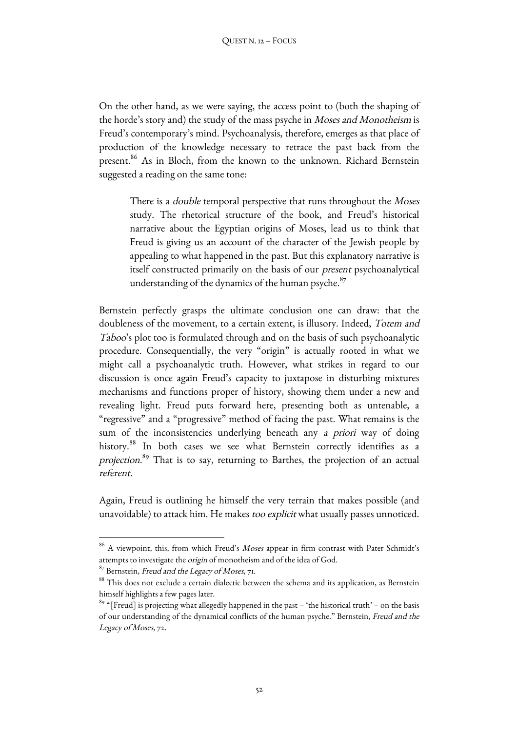On the other hand, as we were saying, the access point to (both the shaping of the horde's story and) the study of the mass psyche in *Moses and Monotheism* is Freud's contemporary's mind. Psychoanalysis, therefore, emerges as that place of production of the knowledge necessary to retrace the past back from the present.[86] As in Bloch, from the known to the unknown. Richard Bernstein suggested a reading on the same tone:

> There is a *double* temporal perspective that runs throughout the *Moses* study. The rhetorical structure of the book, and Freud's historical narrative about the Egyptian origins of Moses, lead us to think that Freud is giving us an account of the character of the Jewish people by appealing to what happened in the past. But this explanatory narrative is itself constructed primarily on the basis of our *present* psychoanalytical understanding of the dynamics of the human psyche.[87]

Bernstein perfectly grasps the ultimate conclusion one can draw: that the doubleness of the movement, to a certain extent, is illusory. Indeed, *Totem and Taboo*'s plot too is formulated through and on the basis of such psychoanalytic procedure. Consequentially, the very "origin" is actually rooted in what we might call a psychoanalytic truth. However, what strikes in regard to our discussion is once again Freud's capacity to juxtapose in disturbing mixtures mechanisms and functions proper of history, showing them under a new and revealing light. Freud puts forward here, presenting both as untenable, a "regressive" and a "progressive" method of facing the past. What remains is the sum of the inconsistencies underlying beneath any *a priori* way of doing history.[88] In both cases we see what Bernstein correctly identifies as a *projection*.[89] That is to say, returning to Barthes, the projection of an actual *referent*.

Again, Freud is outlining he himself the very terrain that makes possible (and unavoidable) to attack him. He makes *too explicit* what usually passes unnoticed.

---

[86] A viewpoint, this, from which Freud's *Moses* appear in firm contrast with Pater Schmidt's attempts to investigate the *origin* of monotheism and of the idea of God.

[87] Bernstein, *Freud and the Legacy of Moses*, 71.

[88] This does not exclude a certain dialectic between the schema and its application, as Bernstein himself highlights a few pages later.

[89] "[Freud] is projecting what allegedly happened in the past – 'the historical truth' – on the basis of our understanding of the dynamical conflicts of the human psyche." Bernstein, *Freud and the Legacy of Moses*, 72.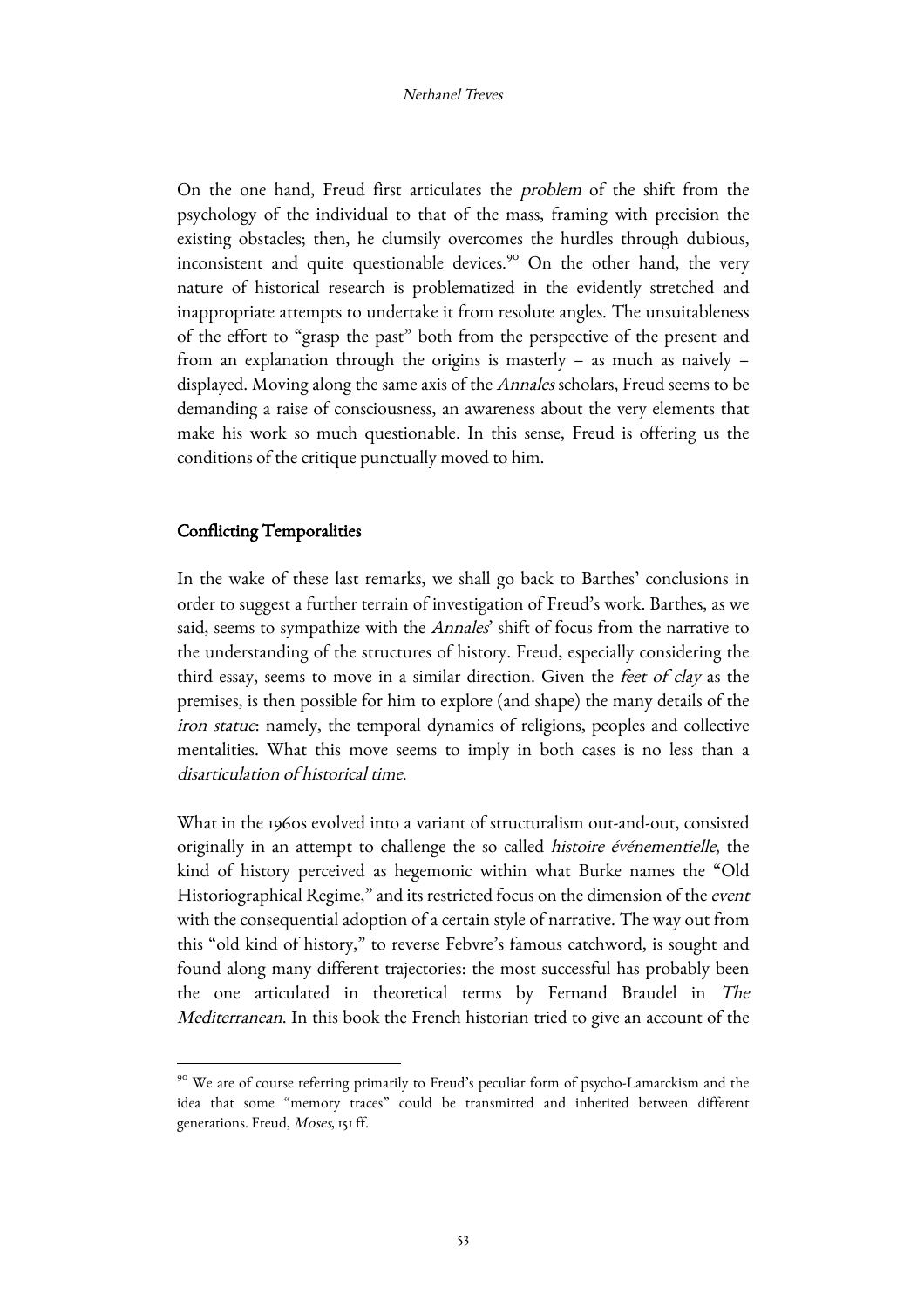On the one hand, Freud first articulates the *problem* of the shift from the psychology of the individual to that of the mass, framing with precision the existing obstacles; then, he clumsily overcomes the hurdles through dubious, inconsistent and quite questionable devices.[90] On the other hand, the very nature of historical research is problematized in the evidently stretched and inappropriate attempts to undertake it from resolute angles. The unsuitableness of the effort to "grasp the past" both from the perspective of the present and from an explanation through the origins is masterly – as much as naively – displayed. Moving along the same axis of the *Annales* scholars, Freud seems to be demanding a raise of consciousness, an awareness about the very elements that make his work so much questionable. In this sense, Freud is offering us the conditions of the critique punctually moved to him.

## Conflicting Temporalities

In the wake of these last remarks, we shall go back to Barthes' conclusions in order to suggest a further terrain of investigation of Freud's work. Barthes, as we said, seems to sympathize with the *Annales*' shift of focus from the narrative to the understanding of the structures of history. Freud, especially considering the third essay, seems to move in a similar direction. Given the *feet of clay* as the premises, is then possible for him to explore (and shape) the many details of the *iron statue*: namely, the temporal dynamics of religions, peoples and collective mentalities. What this move seems to imply in both cases is no less than a *disarticulation of historical time*.

What in the 1960s evolved into a variant of structuralism out-and-out, consisted originally in an attempt to challenge the so called *histoire événementielle*, the kind of history perceived as hegemonic within what Burke names the "Old Historiographical Regime," and its restricted focus on the dimension of the *event* with the consequential adoption of a certain style of narrative. The way out from this "old kind of history," to reverse Febvre's famous catchword, is sought and found along many different trajectories: the most successful has probably been the one articulated in theoretical terms by Fernand Braudel in *The Mediterranean*. In this book the French historian tried to give an account of the

[90] We are of course referring primarily to Freud's peculiar form of psycho-Lamarckism and the idea that some "memory traces" could be transmitted and inherited between different generations. Freud, *Moses*, 151 ff.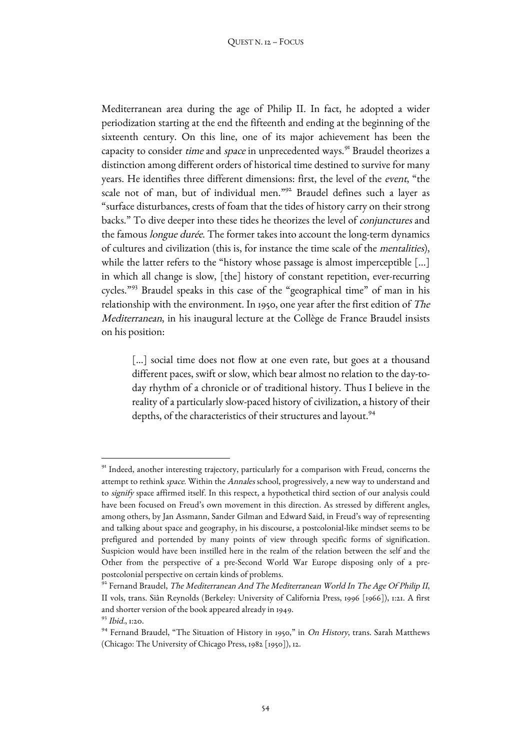Mediterranean area during the age of Philip II. In fact, he adopted a wider periodization starting at the end the fifteenth and ending at the beginning of the sixteenth century. On this line, one of its major achievement has been the capacity to consider *time* and *space* in unprecedented ways.[91] Braudel theorizes a distinction among different orders of historical time destined to survive for many years. He identifies three different dimensions: first, the level of the *event*, "the scale not of man, but of individual men."[92] Braudel defines such a layer as "surface disturbances, crests of foam that the tides of history carry on their strong backs." To dive deeper into these tides he theorizes the level of *conjunctures* and the famous *longue durée*. The former takes into account the long-term dynamics of cultures and civilization (this is, for instance the time scale of the *mentalities*), while the latter refers to the "history whose passage is almost imperceptible [...] in which all change is slow, [the] history of constant repetition, ever-recurring cycles."[93] Braudel speaks in this case of the "geographical time" of man in his relationship with the environment. In 1950, one year after the first edition of *The Mediterranean*, in his inaugural lecture at the Collège de France Braudel insists on his position:

> [...] social time does not flow at one even rate, but goes at a thousand different paces, swift or slow, which bear almost no relation to the day-to-day rhythm of a chronicle or of traditional history. Thus I believe in the reality of a particularly slow-paced history of civilization, a history of their depths, of the characteristics of their structures and layout.[94]

---

[91] Indeed, another interesting trajectory, particularly for a comparison with Freud, concerns the attempt to rethink *space*. Within the *Annales* school, progressively, a new way to understand and to *signify* space affirmed itself. In this respect, a hypothetical third section of our analysis could have been focused on Freud's own movement in this direction. As stressed by different angles, among others, by Jan Assmann, Sander Gilman and Edward Said, in Freud's way of representing and talking about space and geography, in his discourse, a postcolonial-like mindset seems to be prefigured and portended by many points of view through specific forms of signification. Suspicion would have been instilled here in the realm of the relation between the self and the Other from the perspective of a pre-Second World War Europe disposing only of a pre-postcolonial perspective on certain kinds of problems.

[92] Fernand Braudel, *The Mediterranean And The Mediterranean World In The Age Of Philip II*, II vols, trans. Siân Reynolds (Berkeley: University of California Press, 1996 [1966]), 1:21. A first and shorter version of the book appeared already in 1949.

[93] *Ibid.*, 1:20.

[94] Fernand Braudel, "The Situation of History in 1950," in *On History*, trans. Sarah Matthews (Chicago: The University of Chicago Press, 1982 [1950]), 12.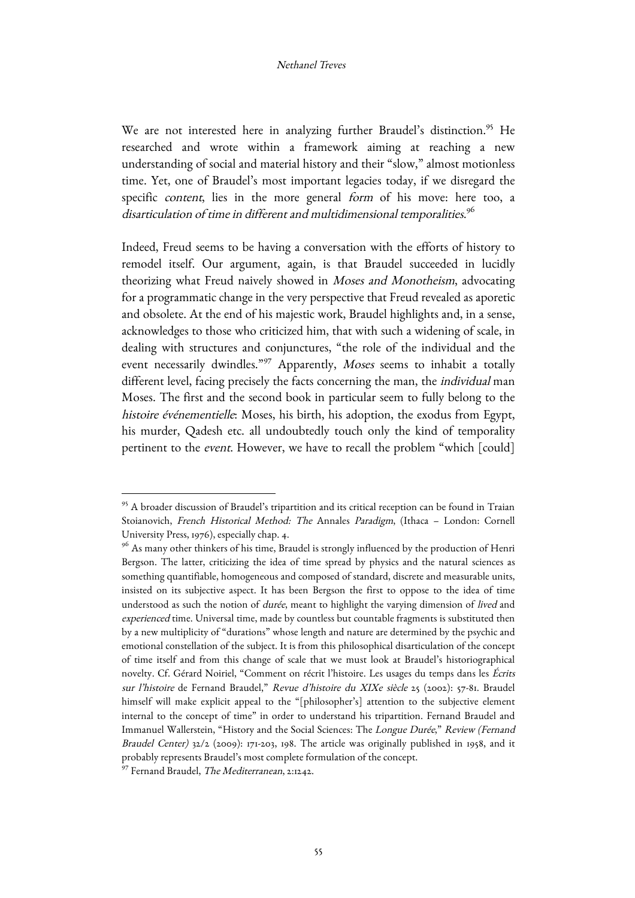We are not interested here in analyzing further Braudel's distinction.[95] He researched and wrote within a framework aiming at reaching a new understanding of social and material history and their "slow," almost motionless time. Yet, one of Braudel's most important legacies today, if we disregard the specific *content*, lies in the more general *form* of his move: here too, a *disarticulation of time in different and multidimensional temporalities*.[96]

Indeed, Freud seems to be having a conversation with the efforts of history to remodel itself. Our argument, again, is that Braudel succeeded in lucidly theorizing what Freud naively showed in *Moses and Monotheism*, advocating for a programmatic change in the very perspective that Freud revealed as aporetic and obsolete. At the end of his majestic work, Braudel highlights and, in a sense, acknowledges to those who criticized him, that with such a widening of scale, in dealing with structures and conjunctures, "the role of the individual and the event necessarily dwindles."[97] Apparently, *Moses* seems to inhabit a totally different level, facing precisely the facts concerning the man, the *individual* man Moses. The first and the second book in particular seem to fully belong to the *histoire événementielle*: Moses, his birth, his adoption, the exodus from Egypt, his murder, Qadesh etc. all undoubtedly touch only the kind of temporality pertinent to the *event*. However, we have to recall the problem "which [could]

---

[95] A broader discussion of Braudel's tripartition and its critical reception can be found in Traian Stoianovich, *French Historical Method: The* Annales *Paradigm*, (Ithaca – London: Cornell University Press, 1976), especially chap. 4.

[96] As many other thinkers of his time, Braudel is strongly influenced by the production of Henri Bergson. The latter, criticizing the idea of time spread by physics and the natural sciences as something quantifiable, homogeneous and composed of standard, discrete and measurable units, insisted on its subjective aspect. It has been Bergson the first to oppose to the idea of time understood as such the notion of *durée*, meant to highlight the varying dimension of *lived* and *experienced* time. Universal time, made by countless but countable fragments is substituted then by a new multiplicity of "durations" whose length and nature are determined by the psychic and emotional constellation of the subject. It is from this philosophical disarticulation of the concept of time itself and from this change of scale that we must look at Braudel's historiographical novelty. Cf. Gérard Noiriel, "Comment on récrit l'histoire. Les usages du temps dans les *Écrits sur l'histoire* de Fernand Braudel," *Revue d'histoire du XIXe siècle* 25 (2002): 57-81. Braudel himself will make explicit appeal to the "[philosopher's] attention to the subjective element internal to the concept of time" in order to understand his tripartition. Fernand Braudel and Immanuel Wallerstein, "History and the Social Sciences: The *Longue Durée*," *Review (Fernand Braudel Center)* 32/2 (2009): 171-203, 198. The article was originally published in 1958, and it probably represents Braudel's most complete formulation of the concept.

[97] Fernand Braudel, *The Mediterranean*, 2:1242.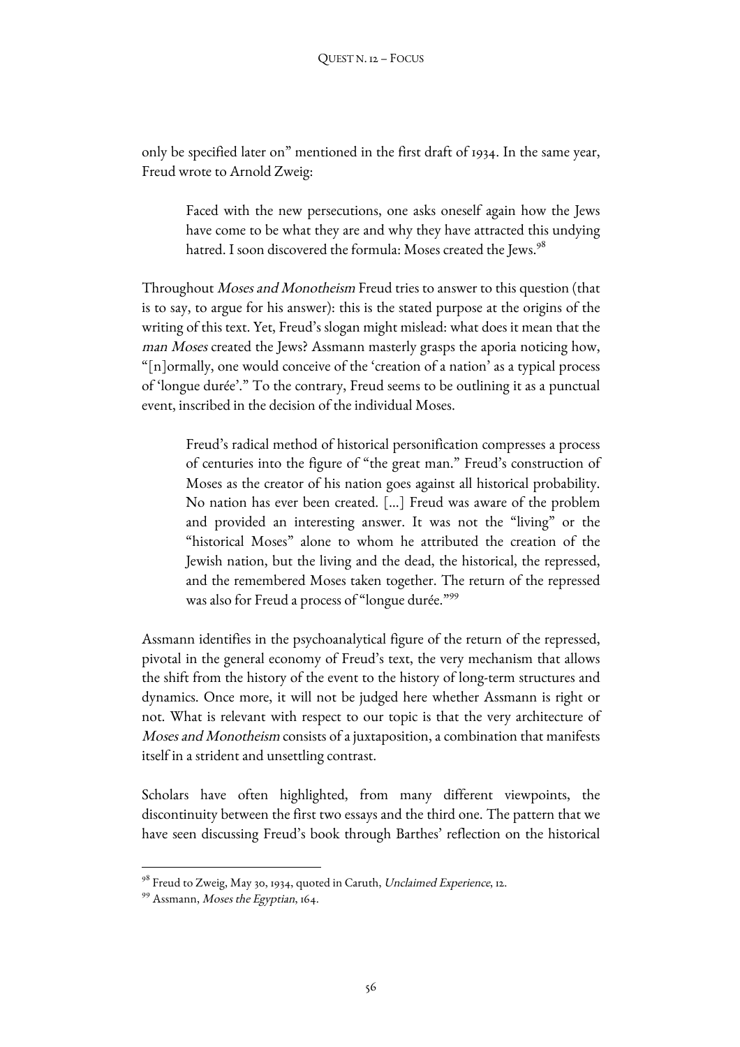only be specified later on" mentioned in the first draft of 1934. In the same year, Freud wrote to Arnold Zweig:

> Faced with the new persecutions, one asks oneself again how the Jews have come to be what they are and why they have attracted this undying hatred. I soon discovered the formula: Moses created the Jews.[98]

Throughout *Moses and Monotheism* Freud tries to answer to this question (that is to say, to argue for his answer): this is the stated purpose at the origins of the writing of this text. Yet, Freud's slogan might mislead: what does it mean that the *man Moses* created the Jews? Assmann masterly grasps the aporia noticing how, "[n]ormally, one would conceive of the 'creation of a nation' as a typical process of 'longue durée'." To the contrary, Freud seems to be outlining it as a punctual event, inscribed in the decision of the individual Moses.

> Freud's radical method of historical personification compresses a process of centuries into the figure of "the great man." Freud's construction of Moses as the creator of his nation goes against all historical probability. No nation has ever been created. [...] Freud was aware of the problem and provided an interesting answer. It was not the "living" or the "historical Moses" alone to whom he attributed the creation of the Jewish nation, but the living and the dead, the historical, the repressed, and the remembered Moses taken together. The return of the repressed was also for Freud a process of "longue durée."[99]

Assmann identifies in the psychoanalytical figure of the return of the repressed, pivotal in the general economy of Freud's text, the very mechanism that allows the shift from the history of the event to the history of long-term structures and dynamics. Once more, it will not be judged here whether Assmann is right or not. What is relevant with respect to our topic is that the very architecture of *Moses and Monotheism* consists of a juxtaposition, a combination that manifests itself in a strident and unsettling contrast.

Scholars have often highlighted, from many different viewpoints, the discontinuity between the first two essays and the third one. The pattern that we have seen discussing Freud's book through Barthes' reflection on the historical

---

[98] Freud to Zweig, May 30, 1934, quoted in Caruth, *Unclaimed Experience*, 12.

[99] Assmann, *Moses the Egyptian*, 164.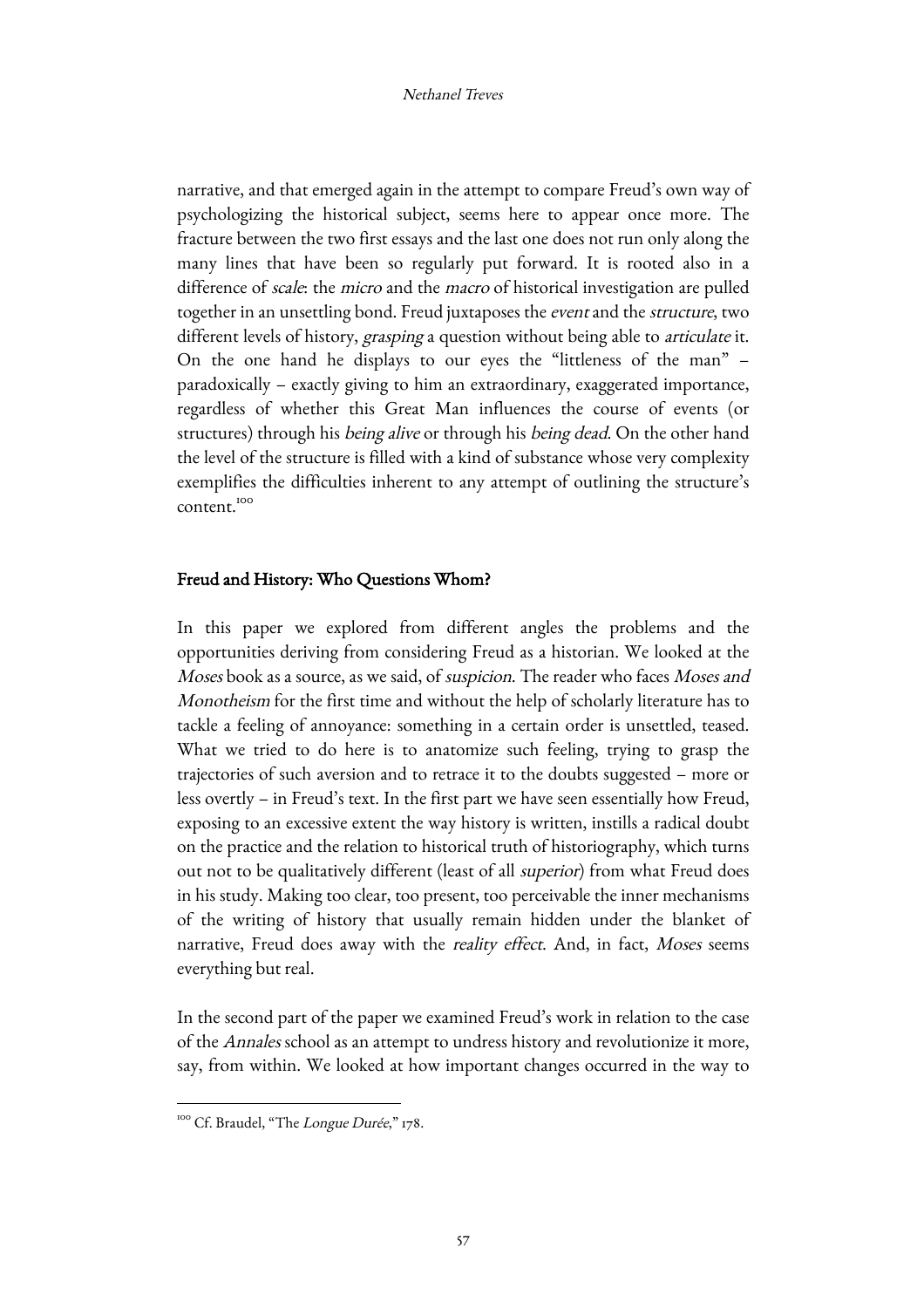narrative, and that emerged again in the attempt to compare Freud's own way of psychologizing the historical subject, seems here to appear once more. The fracture between the two first essays and the last one does not run only along the many lines that have been so regularly put forward. It is rooted also in a difference of *scale*: the *micro* and the *macro* of historical investigation are pulled together in an unsettling bond. Freud juxtaposes the *event* and the *structure*, two different levels of history, *grasping* a question without being able to *articulate* it. On the one hand he displays to our eyes the "littleness of the man" – paradoxically – exactly giving to him an extraordinary, exaggerated importance, regardless of whether this Great Man influences the course of events (or structures) through his *being alive* or through his *being dead*. On the other hand the level of the structure is filled with a kind of substance whose very complexity exemplifies the difficulties inherent to any attempt of outlining the structure's content.[100]

## Freud and History: Who Questions Whom?

In this paper we explored from different angles the problems and the opportunities deriving from considering Freud as a historian. We looked at the *Moses* book as a source, as we said, of *suspicion*. The reader who faces *Moses and Monotheism* for the first time and without the help of scholarly literature has to tackle a feeling of annoyance: something in a certain order is unsettled, teased. What we tried to do here is to anatomize such feeling, trying to grasp the trajectories of such aversion and to retrace it to the doubts suggested – more or less overtly – in Freud's text. In the first part we have seen essentially how Freud, exposing to an excessive extent the way history is written, instills a radical doubt on the practice and the relation to historical truth of historiography, which turns out not to be qualitatively different (least of all *superior*) from what Freud does in his study. Making too clear, too present, too perceivable the inner mechanisms of the writing of history that usually remain hidden under the blanket of narrative, Freud does away with the *reality effect*. And, in fact, *Moses* seems everything but real.

In the second part of the paper we examined Freud's work in relation to the case of the *Annales* school as an attempt to undress history and revolutionize it more, say, from within. We looked at how important changes occurred in the way to

[100] Cf. Braudel, "The *Longue Durée*," 178.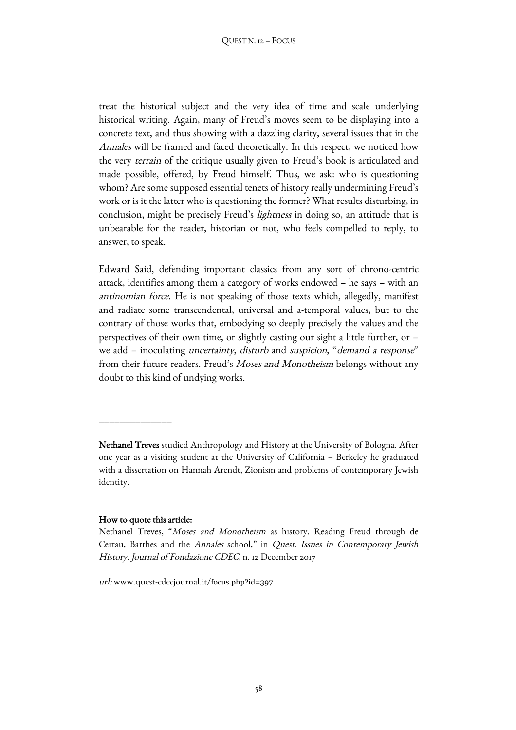treat the historical subject and the very idea of time and scale underlying historical writing. Again, many of Freud's moves seem to be displaying into a concrete text, and thus showing with a dazzling clarity, several issues that in the *Annales* will be framed and faced theoretically. In this respect, we noticed how the very *terrain* of the critique usually given to Freud's book is articulated and made possible, offered, by Freud himself. Thus, we ask: who is questioning whom? Are some supposed essential tenets of history really undermining Freud's work or is it the latter who is questioning the former? What results disturbing, in conclusion, might be precisely Freud's *lightness* in doing so, an attitude that is unbearable for the reader, historian or not, who feels compelled to reply, to answer, to speak.

Edward Said, defending important classics from any sort of chrono-centric attack, identifies among them a category of works endowed – he says – with an *antinomian force*. He is not speaking of those texts which, allegedly, manifest and radiate some transcendental, universal and a-temporal values, but to the contrary of those works that, embodying so deeply precisely the values and the perspectives of their own time, or slightly casting our sight a little further, or – we add – inoculating *uncertainty*, *disturb* and *suspicion*, "*demand a response*" from their future readers. Freud's *Moses and Monotheism* belongs without any doubt to this kind of undying works.

\_\_\_\_\_\_\_\_\_\_\_\_\_\_\_\_\_\_

**Nethanel Treves** studied Anthropology and History at the University of Bologna. After one year as a visiting student at the University of California – Berkeley he graduated with a dissertation on Hannah Arendt, Zionism and problems of contemporary Jewish identity.

**How to quote this article:**

Nethanel Treves, "*Moses and Monotheism* as history. Reading Freud through de Certau, Barthes and the *Annales* school," in *Quest. Issues in Contemporary Jewish History. Journal of Fondazione CDEC*, n. 12 December 2017

*url:* www.quest-cdecjournal.it/focus.php?id=397